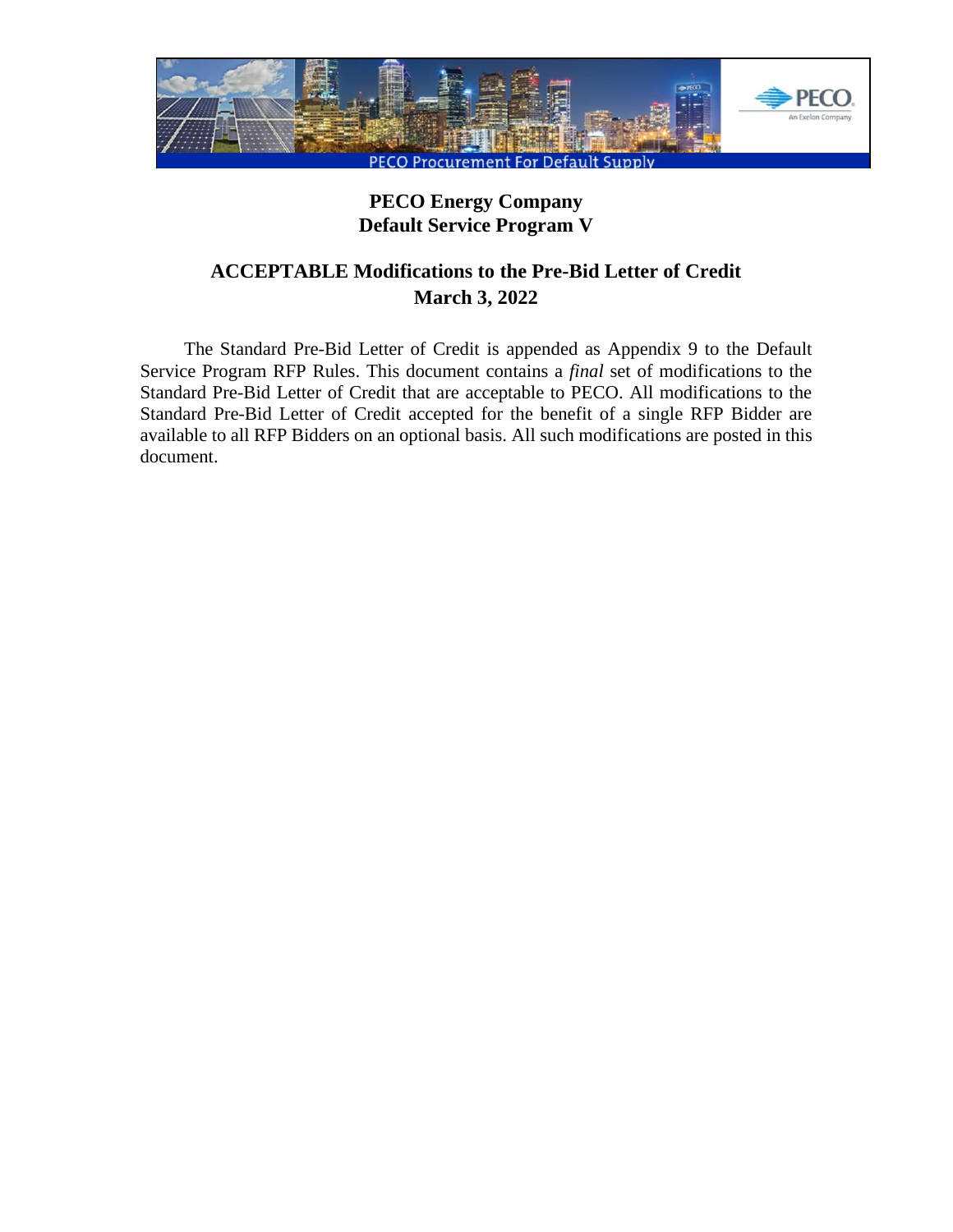PECO Procurement For Default Supply

# PECO Energy Company
# Default Service Program V

## ACCEPTABLE Modifications to the Pre-Bid Letter of Credit
## March 3, 2022

The Standard Pre-Bid Letter of Credit is appended as Appendix 9 to the Default Service Program RFP Rules. This document contains a *final* set of modifications to the Standard Pre-Bid Letter of Credit that are acceptable to PECO. All modifications to the Standard Pre-Bid Letter of Credit accepted for the benefit of a single RFP Bidder are available to all RFP Bidders on an optional basis. All such modifications are posted in this document.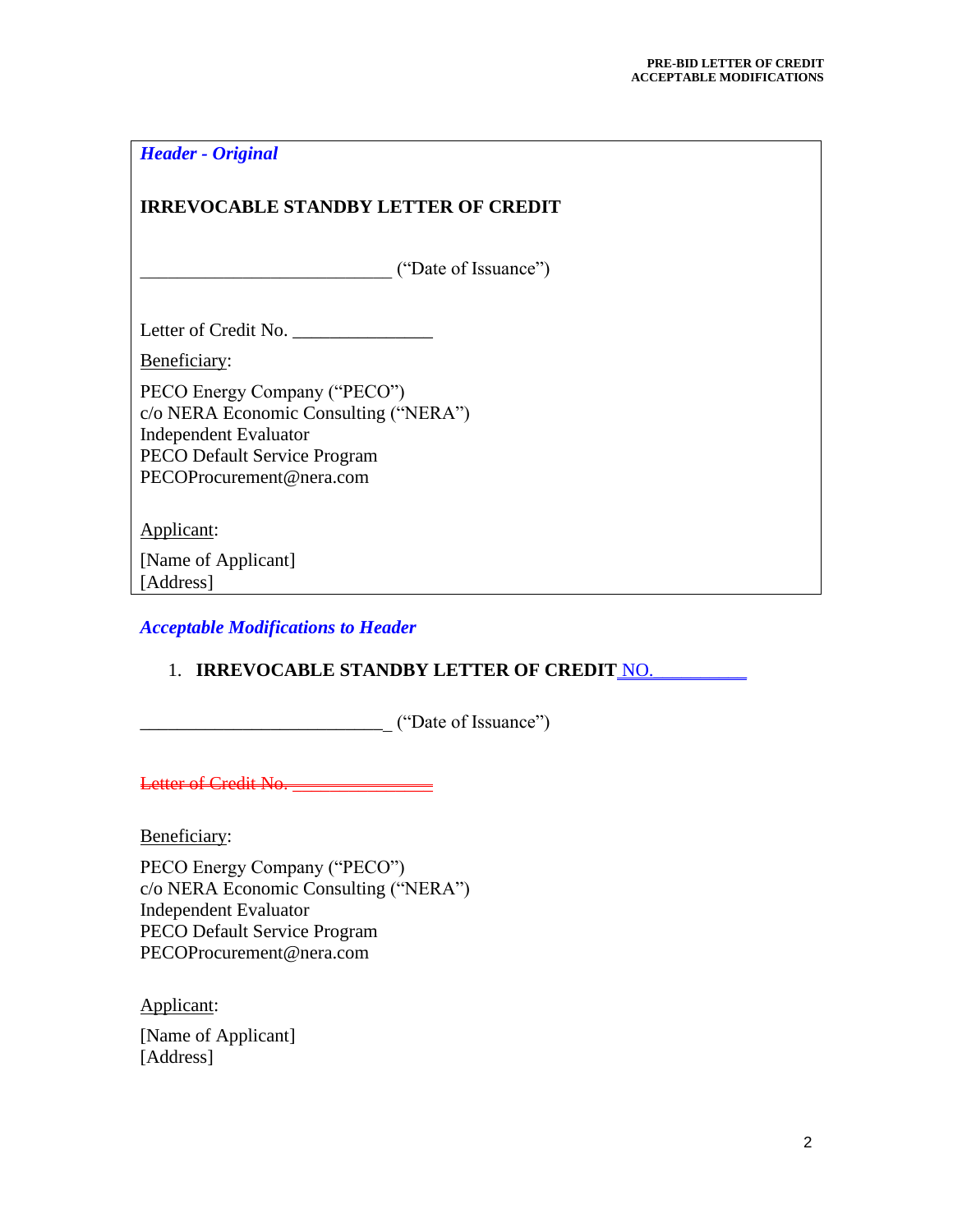***Header - Original***

**IRREVOCABLE STANDBY LETTER OF CREDIT**

___________________________ ("Date of Issuance")

Letter of Credit No. _______________

Beneficiary:

PECO Energy Company ("PECO")
c/o NERA Economic Consulting ("NERA")
Independent Evaluator
PECO Default Service Program
PECOProcurement@nera.com

Applicant:

[Name of Applicant]
[Address]

***Acceptable Modifications to Header***

1. **IRREVOCABLE STANDBY LETTER OF CREDIT** NO.__________

___________________________ ("Date of Issuance")

~~Letter of Credit No. _______________~~

Beneficiary:

PECO Energy Company ("PECO")
c/o NERA Economic Consulting ("NERA")
Independent Evaluator
PECO Default Service Program
PECOProcurement@nera.com

Applicant:

[Name of Applicant]
[Address]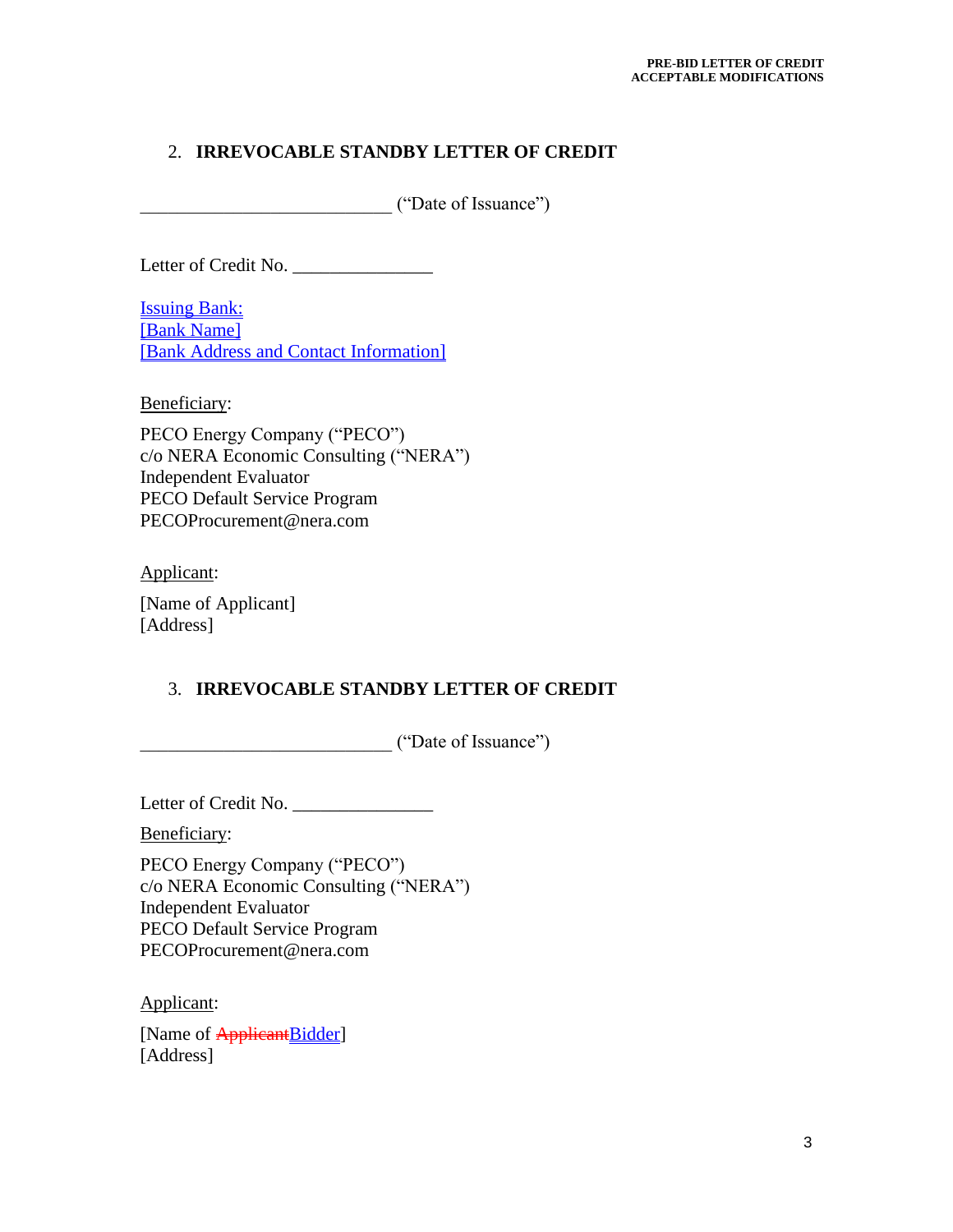## 2. IRREVOCABLE STANDBY LETTER OF CREDIT

___________________________ ("Date of Issuance")

Letter of Credit No. _______________

Issuing Bank:
[Bank Name]
[Bank Address and Contact Information]

Beneficiary:

PECO Energy Company ("PECO")
c/o NERA Economic Consulting ("NERA")
Independent Evaluator
PECO Default Service Program
PECOProcurement@nera.com

Applicant:

[Name of Applicant]
[Address]

## 3. IRREVOCABLE STANDBY LETTER OF CREDIT

___________________________ ("Date of Issuance")

Letter of Credit No. _______________

Beneficiary:

PECO Energy Company ("PECO")
c/o NERA Economic Consulting ("NERA")
Independent Evaluator
PECO Default Service Program
PECOProcurement@nera.com

Applicant:

[Name of ~~Applicant~~Bidder]
[Address]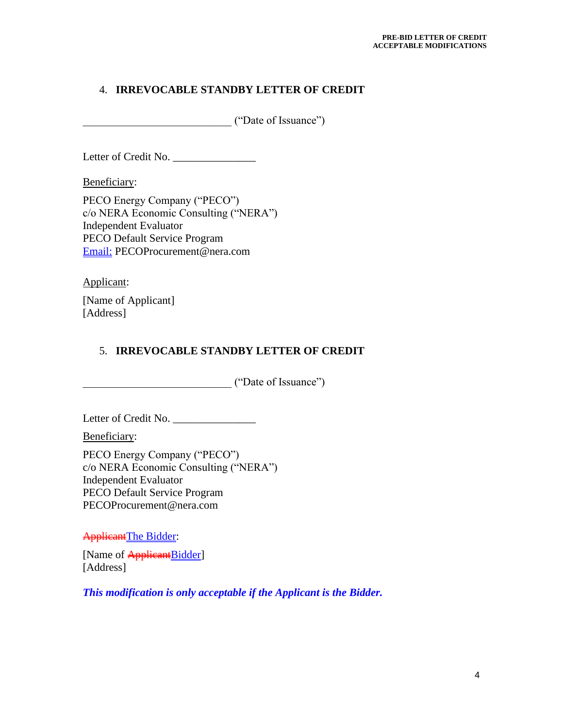4. **IRREVOCABLE STANDBY LETTER OF CREDIT**

___________________________ ("Date of Issuance")

Letter of Credit No. _______________

Beneficiary:

PECO Energy Company ("PECO")
c/o NERA Economic Consulting ("NERA")
Independent Evaluator
PECO Default Service Program
Email: PECOProcurement@nera.com

Applicant:

[Name of Applicant]
[Address]

5. **IRREVOCABLE STANDBY LETTER OF CREDIT**

___________________________ ("Date of Issuance")

Letter of Credit No. _______________

Beneficiary:

PECO Energy Company ("PECO")
c/o NERA Economic Consulting ("NERA")
Independent Evaluator
PECO Default Service Program
PECOProcurement@nera.com

~~Applicant~~The Bidder:

[Name of ~~Applicant~~Bidder]
[Address]

***This modification is only acceptable if the Applicant is the Bidder.***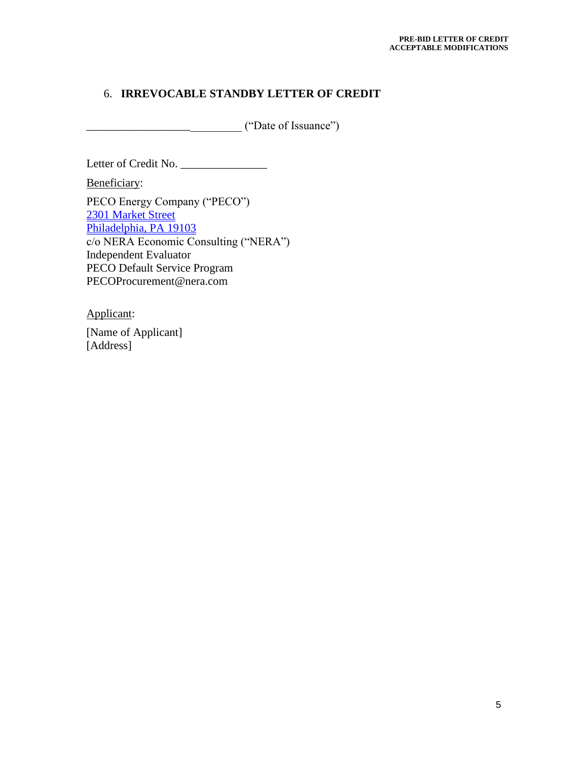## 6. **IRREVOCABLE STANDBY LETTER OF CREDIT**

___________________________ ("Date of Issuance")

Letter of Credit No. _______________

Beneficiary:

PECO Energy Company ("PECO")
2301 Market Street
Philadelphia, PA 19103
c/o NERA Economic Consulting ("NERA")
Independent Evaluator
PECO Default Service Program
PECOProcurement@nera.com

Applicant:

[Name of Applicant]
[Address]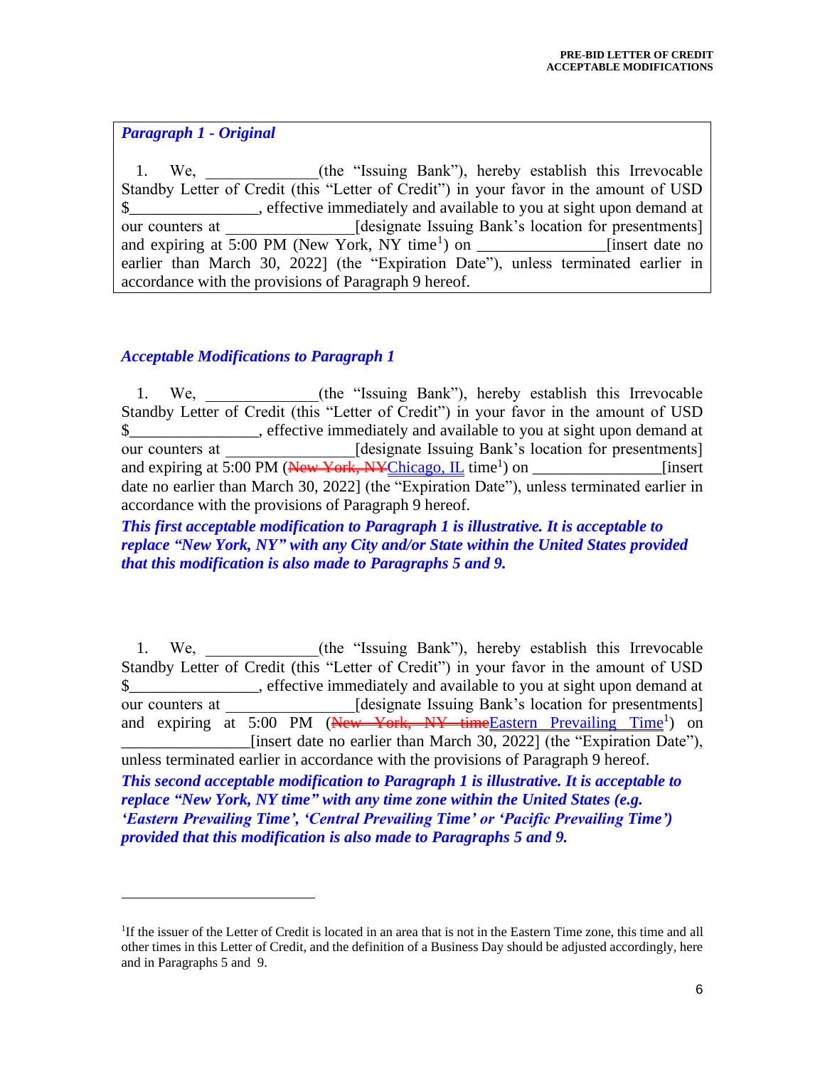***Paragraph 1 - Original***

1. We, ______________(the "Issuing Bank"), hereby establish this Irrevocable Standby Letter of Credit (this "Letter of Credit") in your favor in the amount of USD $________________, effective immediately and available to you at sight upon demand at our counters at ________________[designate Issuing Bank's location for presentments] and expiring at 5:00 PM (New York, NY time[1]) on ________________[insert date no earlier than March 30, 2022] (the "Expiration Date"), unless terminated earlier in accordance with the provisions of Paragraph 9 hereof.

***Acceptable Modifications to Paragraph 1***

1. We, ______________(the "Issuing Bank"), hereby establish this Irrevocable Standby Letter of Credit (this "Letter of Credit") in your favor in the amount of USD $________________, effective immediately and available to you at sight upon demand at our counters at ________________[designate Issuing Bank's location for presentments] and expiring at 5:00 PM (~~New York, NY~~Chicago, IL time[1]) on ________________[insert date no earlier than March 30, 2022] (the "Expiration Date"), unless terminated earlier in accordance with the provisions of Paragraph 9 hereof.

***This first acceptable modification to Paragraph 1 is illustrative. It is acceptable to replace "New York, NY" with any City and/or State within the United States provided that this modification is also made to Paragraphs 5 and 9.***

1. We, ______________(the "Issuing Bank"), hereby establish this Irrevocable Standby Letter of Credit (this "Letter of Credit") in your favor in the amount of USD $________________, effective immediately and available to you at sight upon demand at our counters at ________________[designate Issuing Bank's location for presentments] and expiring at 5:00 PM (~~New York, NY time~~Eastern Prevailing Time[1]) on ________________[insert date no earlier than March 30, 2022] (the "Expiration Date"), unless terminated earlier in accordance with the provisions of Paragraph 9 hereof.

***This second acceptable modification to Paragraph 1 is illustrative. It is acceptable to replace "New York, NY time" with any time zone within the United States (e.g. 'Eastern Prevailing Time', 'Central Prevailing Time' or 'Pacific Prevailing Time') provided that this modification is also made to Paragraphs 5 and 9.***

---

[1] If the issuer of the Letter of Credit is located in an area that is not in the Eastern Time zone, this time and all other times in this Letter of Credit, and the definition of a Business Day should be adjusted accordingly, here and in Paragraphs 5 and 9.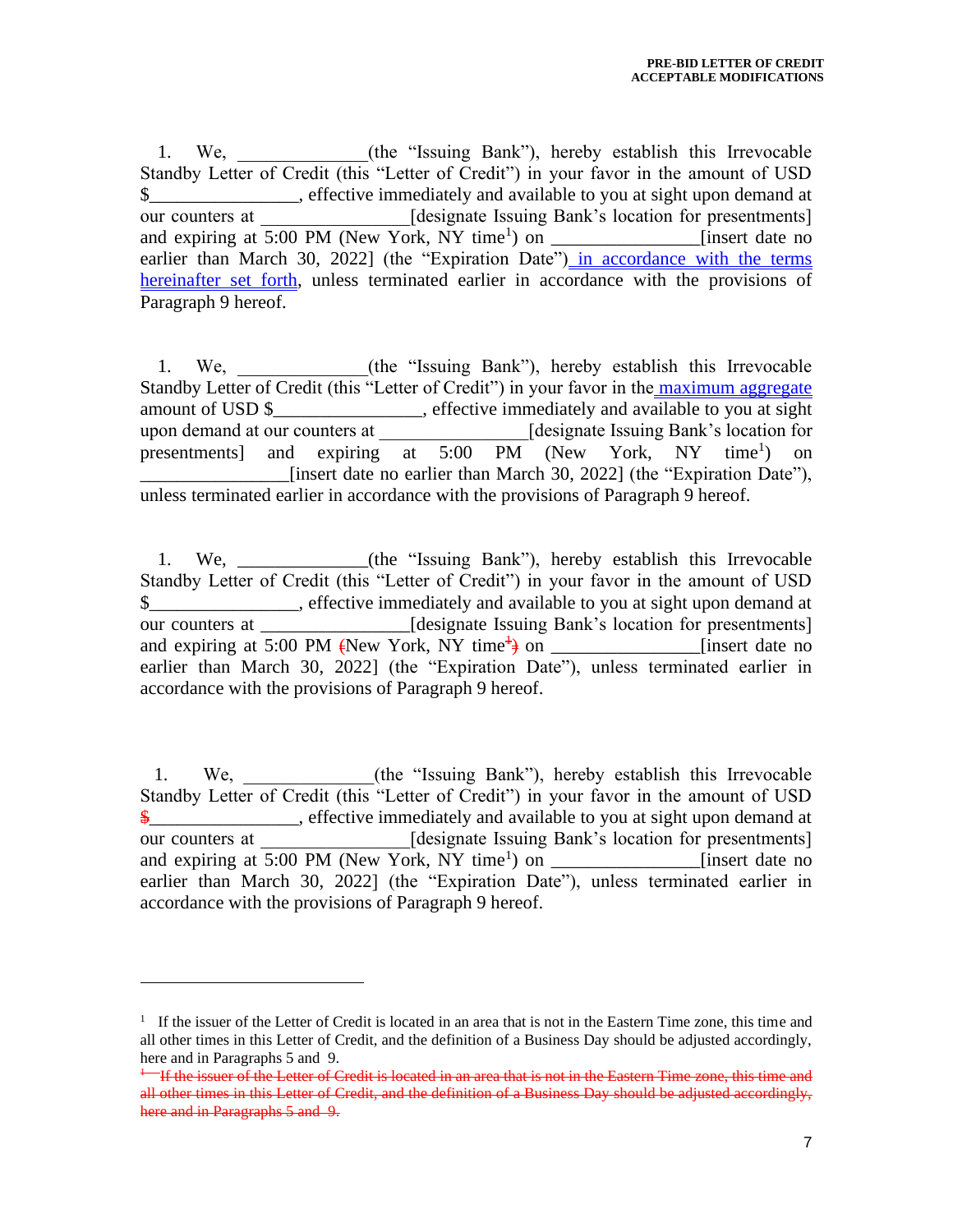1. We, \_\_\_\_\_\_\_\_\_\_\_\_\_\_(the "Issuing Bank"), hereby establish this Irrevocable Standby Letter of Credit (this "Letter of Credit") in your favor in the amount of USD $\_\_\_\_\_\_\_\_\_\_\_\_\_\_\_\_, effective immediately and available to you at sight upon demand at our counters at \_\_\_\_\_\_\_\_\_\_\_\_\_\_\_\_[designate Issuing Bank's location for presentments] and expiring at 5:00 PM (New York, NY time[1]) on \_\_\_\_\_\_\_\_\_\_\_\_\_\_\_\_[insert date no earlier than March 30, 2022] (the "Expiration Date") in accordance with the terms hereinafter set forth, unless terminated earlier in accordance with the provisions of Paragraph 9 hereof.

1. We, \_\_\_\_\_\_\_\_\_\_\_\_\_\_(the "Issuing Bank"), hereby establish this Irrevocable Standby Letter of Credit (this "Letter of Credit") in your favor in the maximum aggregate amount of USD $\_\_\_\_\_\_\_\_\_\_\_\_\_\_\_\_, effective immediately and available to you at sight upon demand at our counters at \_\_\_\_\_\_\_\_\_\_\_\_\_\_\_\_[designate Issuing Bank's location for presentments] and expiring at 5:00 PM (New York, NY time[1]) on \_\_\_\_\_\_\_\_\_\_\_\_\_\_\_\_[insert date no earlier than March 30, 2022] (the "Expiration Date"), unless terminated earlier in accordance with the provisions of Paragraph 9 hereof.

1. We, \_\_\_\_\_\_\_\_\_\_\_\_\_\_(the "Issuing Bank"), hereby establish this Irrevocable Standby Letter of Credit (this "Letter of Credit") in your favor in the amount of USD $\_\_\_\_\_\_\_\_\_\_\_\_\_\_\_\_, effective immediately and available to you at sight upon demand at our counters at \_\_\_\_\_\_\_\_\_\_\_\_\_\_\_\_[designate Issuing Bank's location for presentments] and expiring at 5:00 PM ~~(~~New York, NY time~~[1])~~ on \_\_\_\_\_\_\_\_\_\_\_\_\_\_\_\_[insert date no earlier than March 30, 2022] (the "Expiration Date"), unless terminated earlier in accordance with the provisions of Paragraph 9 hereof.

1. We, \_\_\_\_\_\_\_\_\_\_\_\_\_\_(the "Issuing Bank"), hereby establish this Irrevocable Standby Letter of Credit (this "Letter of Credit") in your favor in the amount of USD ~~$~~\_\_\_\_\_\_\_\_\_\_\_\_\_\_\_\_, effective immediately and available to you at sight upon demand at our counters at \_\_\_\_\_\_\_\_\_\_\_\_\_\_\_\_[designate Issuing Bank's location for presentments] and expiring at 5:00 PM (New York, NY time[1]) on \_\_\_\_\_\_\_\_\_\_\_\_\_\_\_\_[insert date no earlier than March 30, 2022] (the "Expiration Date"), unless terminated earlier in accordance with the provisions of Paragraph 9 hereof.

---

[1] If the issuer of the Letter of Credit is located in an area that is not in the Eastern Time zone, this time and all other times in this Letter of Credit, and the definition of a Business Day should be adjusted accordingly, here and in Paragraphs 5 and 9.

~~[1] If the issuer of the Letter of Credit is located in an area that is not in the Eastern Time zone, this time and all other times in this Letter of Credit, and the definition of a Business Day should be adjusted accordingly, here and in Paragraphs 5 and 9.~~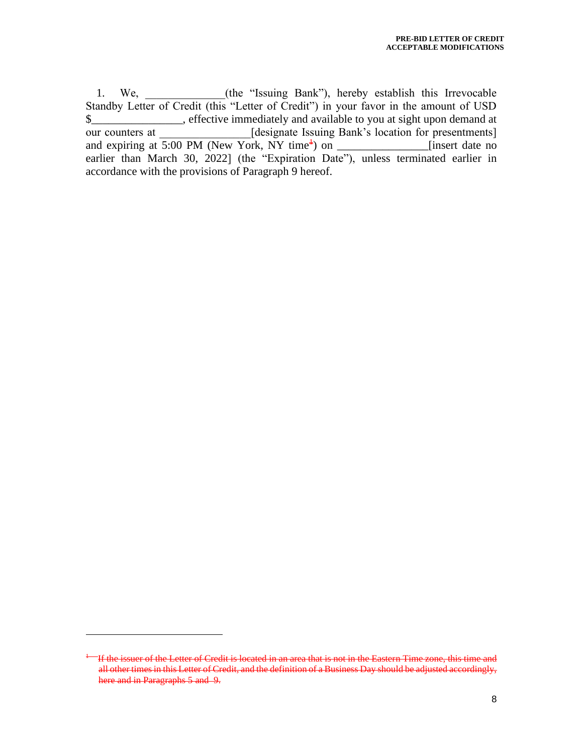1. We, ______________(the “Issuing Bank”), hereby establish this Irrevocable Standby Letter of Credit (this “Letter of Credit”) in your favor in the amount of USD $________________, effective immediately and available to you at sight upon demand at our counters at ________________[designate Issuing Bank’s location for presentments] and expiring at 5:00 PM (New York, NY time[1]) on ________________[insert date no earlier than March 30, 2022] (the “Expiration Date”), unless terminated earlier in accordance with the provisions of Paragraph 9 hereof.

---

[1] ~~If the issuer of the Letter of Credit is located in an area that is not in the Eastern Time zone, this time and all other times in this Letter of Credit, and the definition of a Business Day should be adjusted accordingly, here and in Paragraphs 5 and 9.~~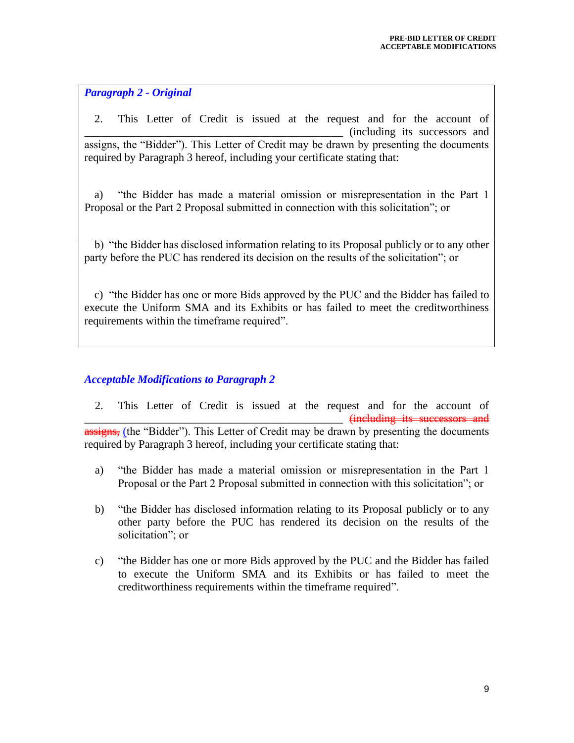*Paragraph 2 - Original*

2. This Letter of Credit is issued at the request and for the account of ______________________________________________ (including its successors and assigns, the "Bidder"). This Letter of Credit may be drawn by presenting the documents required by Paragraph 3 hereof, including your certificate stating that:

a) "the Bidder has made a material omission or misrepresentation in the Part 1 Proposal or the Part 2 Proposal submitted in connection with this solicitation"; or

b) "the Bidder has disclosed information relating to its Proposal publicly or to any other party before the PUC has rendered its decision on the results of the solicitation"; or

c) "the Bidder has one or more Bids approved by the PUC and the Bidder has failed to execute the Uniform SMA and its Exhibits or has failed to meet the creditworthiness requirements within the timeframe required".

*Acceptable Modifications to Paragraph 2*

2. This Letter of Credit is issued at the request and for the account of ______________________________________________ ~~(including its successors and assigns,~~ (the "Bidder"). This Letter of Credit may be drawn by presenting the documents required by Paragraph 3 hereof, including your certificate stating that:

a) "the Bidder has made a material omission or misrepresentation in the Part 1 Proposal or the Part 2 Proposal submitted in connection with this solicitation"; or

b) "the Bidder has disclosed information relating to its Proposal publicly or to any other party before the PUC has rendered its decision on the results of the solicitation"; or

c) "the Bidder has one or more Bids approved by the PUC and the Bidder has failed to execute the Uniform SMA and its Exhibits or has failed to meet the creditworthiness requirements within the timeframe required".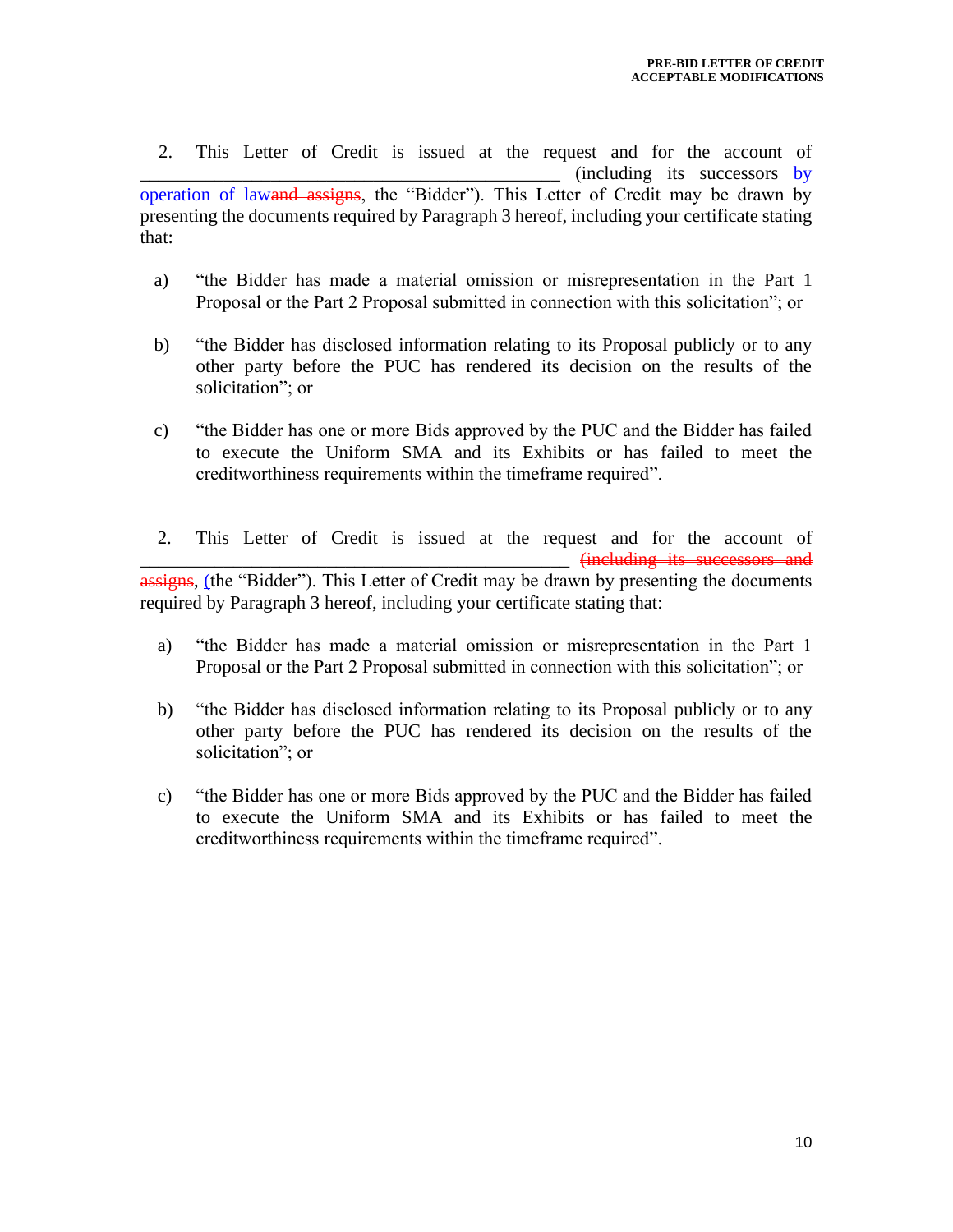2. This Letter of Credit is issued at the request and for the account of \_\_\_\_\_\_\_\_\_\_\_\_\_\_\_\_\_\_\_\_\_\_\_\_\_\_\_\_\_\_\_\_\_\_\_\_\_\_\_\_\_\_\_\_ (including its successors by operation of law~~and assigns~~, the "Bidder"). This Letter of Credit may be drawn by presenting the documents required by Paragraph 3 hereof, including your certificate stating that:

a) "the Bidder has made a material omission or misrepresentation in the Part 1 Proposal or the Part 2 Proposal submitted in connection with this solicitation"; or

b) "the Bidder has disclosed information relating to its Proposal publicly or to any other party before the PUC has rendered its decision on the results of the solicitation"; or

c) "the Bidder has one or more Bids approved by the PUC and the Bidder has failed to execute the Uniform SMA and its Exhibits or has failed to meet the creditworthiness requirements within the timeframe required".

2. This Letter of Credit is issued at the request and for the account of \_\_\_\_\_\_\_\_\_\_\_\_\_\_\_\_\_\_\_\_\_\_\_\_\_\_\_\_\_\_\_\_\_\_\_\_\_\_\_\_\_\_\_\_ ~~(including its successors and assigns~~, (the "Bidder"). This Letter of Credit may be drawn by presenting the documents required by Paragraph 3 hereof, including your certificate stating that:

a) "the Bidder has made a material omission or misrepresentation in the Part 1 Proposal or the Part 2 Proposal submitted in connection with this solicitation"; or

b) "the Bidder has disclosed information relating to its Proposal publicly or to any other party before the PUC has rendered its decision on the results of the solicitation"; or

c) "the Bidder has one or more Bids approved by the PUC and the Bidder has failed to execute the Uniform SMA and its Exhibits or has failed to meet the creditworthiness requirements within the timeframe required".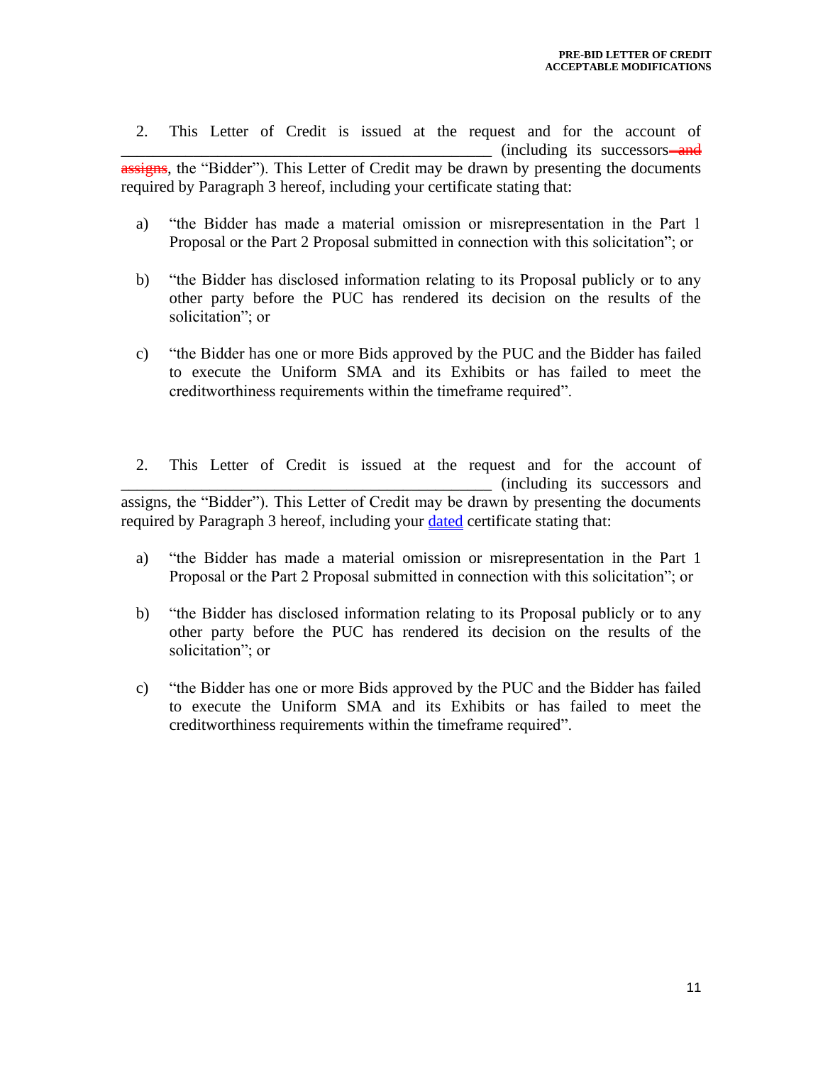2. This Letter of Credit is issued at the request and for the account of \_\_\_\_\_\_\_\_\_\_\_\_\_\_\_\_\_\_\_\_\_\_\_\_\_\_\_\_\_\_\_\_\_\_\_\_\_\_\_\_\_\_\_\_\_ (including its successors ~~and assigns~~, the "Bidder"). This Letter of Credit may be drawn by presenting the documents required by Paragraph 3 hereof, including your certificate stating that:

a) "the Bidder has made a material omission or misrepresentation in the Part 1 Proposal or the Part 2 Proposal submitted in connection with this solicitation"; or

b) "the Bidder has disclosed information relating to its Proposal publicly or to any other party before the PUC has rendered its decision on the results of the solicitation"; or

c) "the Bidder has one or more Bids approved by the PUC and the Bidder has failed to execute the Uniform SMA and its Exhibits or has failed to meet the creditworthiness requirements within the timeframe required".

2. This Letter of Credit is issued at the request and for the account of \_\_\_\_\_\_\_\_\_\_\_\_\_\_\_\_\_\_\_\_\_\_\_\_\_\_\_\_\_\_\_\_\_\_\_\_\_\_\_\_\_\_\_\_\_ (including its successors and assigns, the "Bidder"). This Letter of Credit may be drawn by presenting the documents required by Paragraph 3 hereof, including your <u>dated</u> certificate stating that:

a) "the Bidder has made a material omission or misrepresentation in the Part 1 Proposal or the Part 2 Proposal submitted in connection with this solicitation"; or

b) "the Bidder has disclosed information relating to its Proposal publicly or to any other party before the PUC has rendered its decision on the results of the solicitation"; or

c) "the Bidder has one or more Bids approved by the PUC and the Bidder has failed to execute the Uniform SMA and its Exhibits or has failed to meet the creditworthiness requirements within the timeframe required".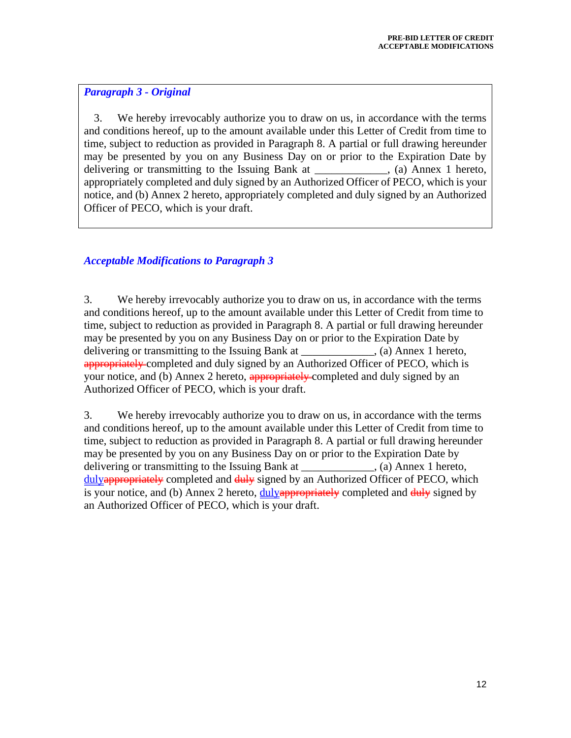***Paragraph 3 - Original***

3. We hereby irrevocably authorize you to draw on us, in accordance with the terms and conditions hereof, up to the amount available under this Letter of Credit from time to time, subject to reduction as provided in Paragraph 8. A partial or full drawing hereunder may be presented by you on any Business Day on or prior to the Expiration Date by delivering or transmitting to the Issuing Bank at _____________, (a) Annex 1 hereto, appropriately completed and duly signed by an Authorized Officer of PECO, which is your notice, and (b) Annex 2 hereto, appropriately completed and duly signed by an Authorized Officer of PECO, which is your draft.

***Acceptable Modifications to Paragraph 3***

3. We hereby irrevocably authorize you to draw on us, in accordance with the terms and conditions hereof, up to the amount available under this Letter of Credit from time to time, subject to reduction as provided in Paragraph 8. A partial or full drawing hereunder may be presented by you on any Business Day on or prior to the Expiration Date by delivering or transmitting to the Issuing Bank at _____________, (a) Annex 1 hereto, ~~appropriately~~ completed and duly signed by an Authorized Officer of PECO, which is your notice, and (b) Annex 2 hereto, ~~appropriately~~ completed and duly signed by an Authorized Officer of PECO, which is your draft.

3. We hereby irrevocably authorize you to draw on us, in accordance with the terms and conditions hereof, up to the amount available under this Letter of Credit from time to time, subject to reduction as provided in Paragraph 8. A partial or full drawing hereunder may be presented by you on any Business Day on or prior to the Expiration Date by delivering or transmitting to the Issuing Bank at _____________, (a) Annex 1 hereto, duly~~appropriately~~ completed and ~~duly~~ signed by an Authorized Officer of PECO, which is your notice, and (b) Annex 2 hereto, duly~~appropriately~~ completed and ~~duly~~ signed by an Authorized Officer of PECO, which is your draft.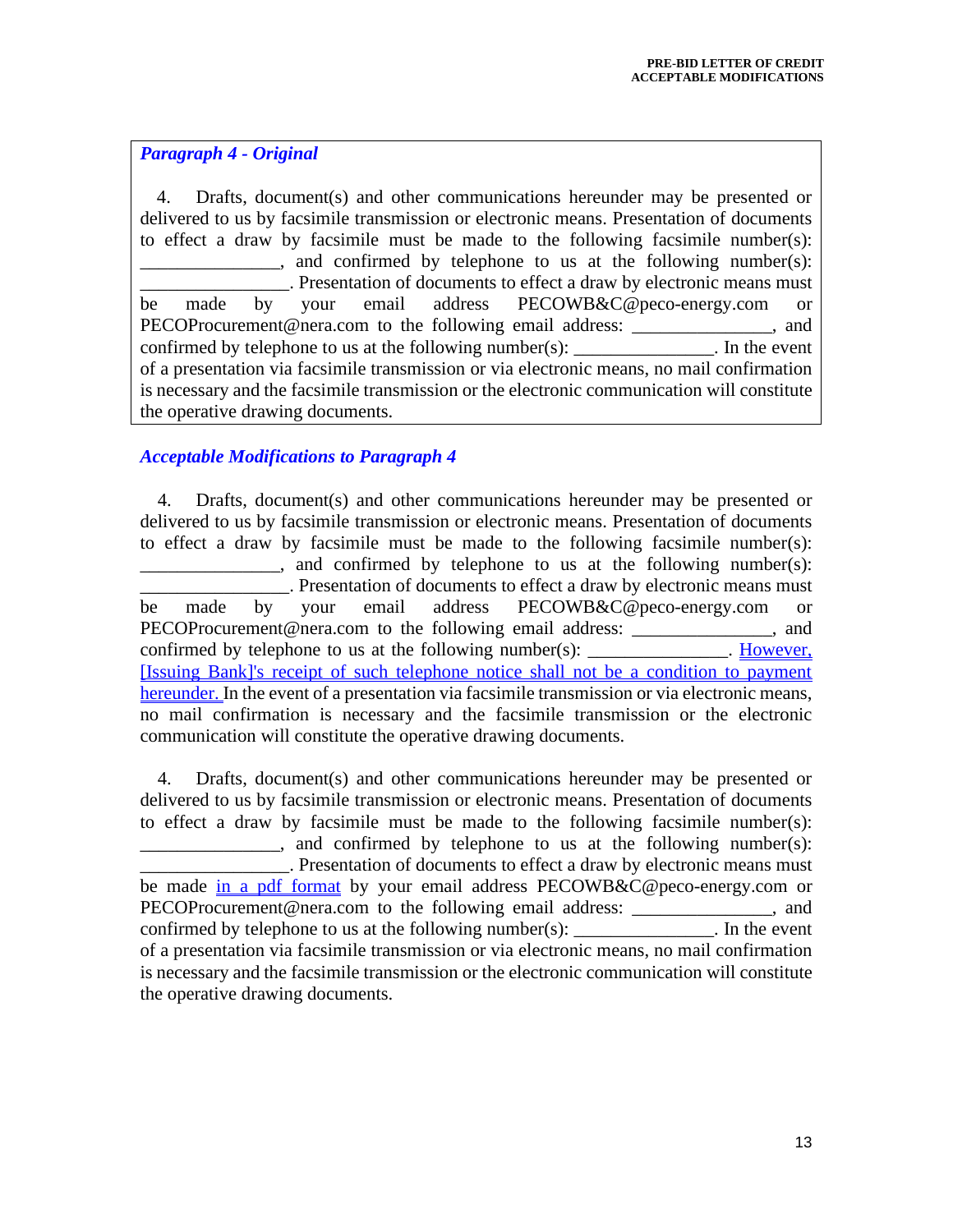***Paragraph 4 - Original***

4. Drafts, document(s) and other communications hereunder may be presented or delivered to us by facsimile transmission or electronic means. Presentation of documents to effect a draw by facsimile must be made to the following facsimile number(s): _______________, and confirmed by telephone to us at the following number(s): ________________. Presentation of documents to effect a draw by electronic means must be made by your email address PECOWB&C@peco-energy.com or PECOProcurement@nera.com to the following email address: _______________, and confirmed by telephone to us at the following number(s): _______________. In the event of a presentation via facsimile transmission or via electronic means, no mail confirmation is necessary and the facsimile transmission or the electronic communication will constitute the operative drawing documents.

***Acceptable Modifications to Paragraph 4***

4. Drafts, document(s) and other communications hereunder may be presented or delivered to us by facsimile transmission or electronic means. Presentation of documents to effect a draw by facsimile must be made to the following facsimile number(s): _______________, and confirmed by telephone to us at the following number(s): ________________. Presentation of documents to effect a draw by electronic means must be made by your email address PECOWB&C@peco-energy.com or PECOProcurement@nera.com to the following email address: _______________, and confirmed by telephone to us at the following number(s): _______________. However, [Issuing Bank]'s receipt of such telephone notice shall not be a condition to payment hereunder. In the event of a presentation via facsimile transmission or via electronic means, no mail confirmation is necessary and the facsimile transmission or the electronic communication will constitute the operative drawing documents.

4. Drafts, document(s) and other communications hereunder may be presented or delivered to us by facsimile transmission or electronic means. Presentation of documents to effect a draw by facsimile must be made to the following facsimile number(s): _______________, and confirmed by telephone to us at the following number(s): ________________. Presentation of documents to effect a draw by electronic means must be made in a pdf format by your email address PECOWB&C@peco-energy.com or PECOProcurement@nera.com to the following email address: _______________, and confirmed by telephone to us at the following number(s): _______________. In the event of a presentation via facsimile transmission or via electronic means, no mail confirmation is necessary and the facsimile transmission or the electronic communication will constitute the operative drawing documents.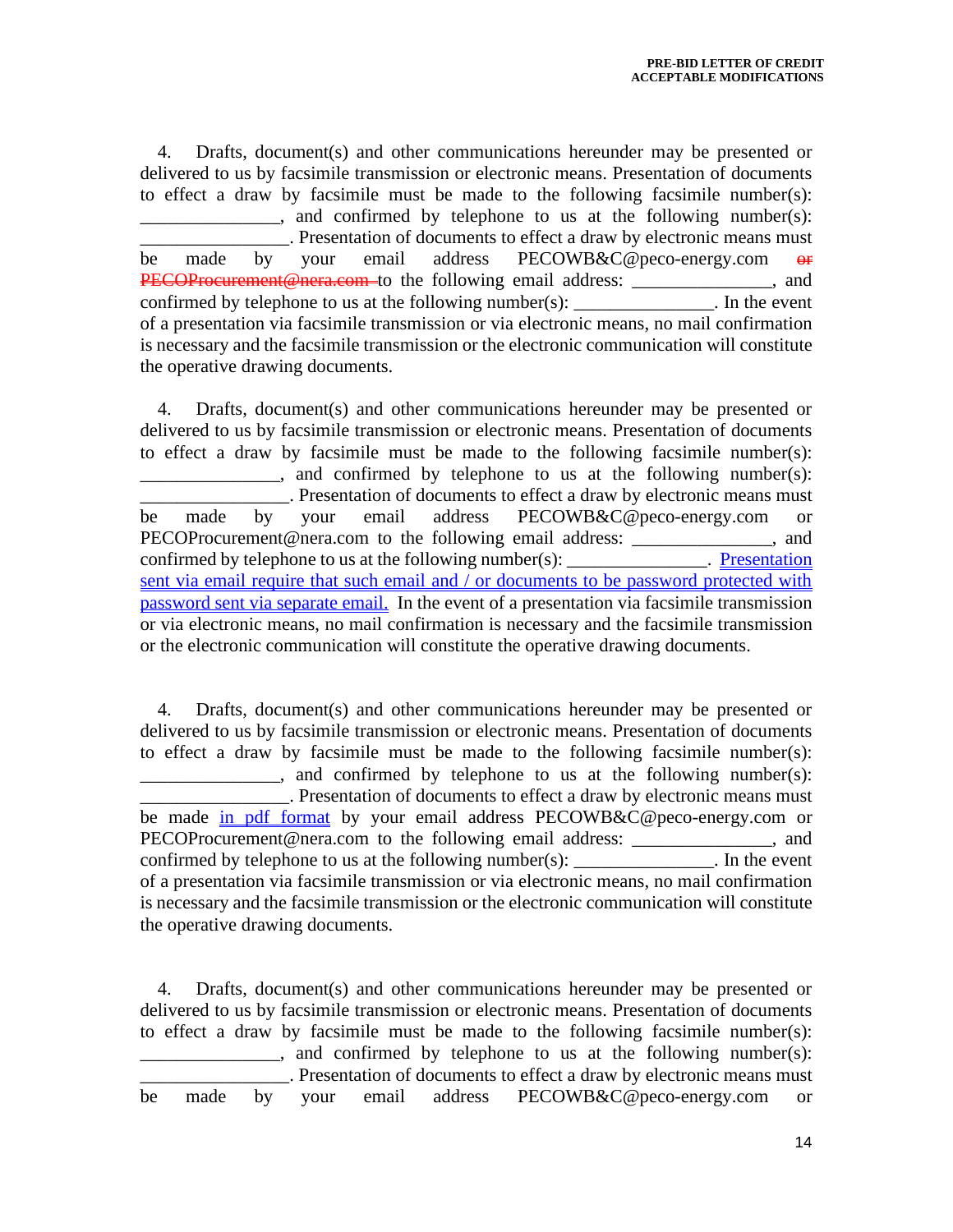4. Drafts, document(s) and other communications hereunder may be presented or delivered to us by facsimile transmission or electronic means. Presentation of documents to effect a draw by facsimile must be made to the following facsimile number(s): _______________, and confirmed by telephone to us at the following number(s): ________________. Presentation of documents to effect a draw by electronic means must be made by your email address PECOWB&C@peco-energy.com ~~or PECOProcurement@nera.com~~ to the following email address: _______________, and confirmed by telephone to us at the following number(s): _______________. In the event of a presentation via facsimile transmission or via electronic means, no mail confirmation is necessary and the facsimile transmission or the electronic communication will constitute the operative drawing documents.

4. Drafts, document(s) and other communications hereunder may be presented or delivered to us by facsimile transmission or electronic means. Presentation of documents to effect a draw by facsimile must be made to the following facsimile number(s): _______________, and confirmed by telephone to us at the following number(s): ________________. Presentation of documents to effect a draw by electronic means must be made by your email address PECOWB&C@peco-energy.com or PECOProcurement@nera.com to the following email address: _______________, and confirmed by telephone to us at the following number(s): _______________. <u>Presentation sent via email require that such email and / or documents to be password protected with password sent via separate email.</u> In the event of a presentation via facsimile transmission or via electronic means, no mail confirmation is necessary and the facsimile transmission or the electronic communication will constitute the operative drawing documents.

4. Drafts, document(s) and other communications hereunder may be presented or delivered to us by facsimile transmission or electronic means. Presentation of documents to effect a draw by facsimile must be made to the following facsimile number(s): _______________, and confirmed by telephone to us at the following number(s): ________________. Presentation of documents to effect a draw by electronic means must be made <u>in pdf format</u> by your email address PECOWB&C@peco-energy.com or PECOProcurement@nera.com to the following email address: _______________, and confirmed by telephone to us at the following number(s): _______________. In the event of a presentation via facsimile transmission or via electronic means, no mail confirmation is necessary and the facsimile transmission or the electronic communication will constitute the operative drawing documents.

4. Drafts, document(s) and other communications hereunder may be presented or delivered to us by facsimile transmission or electronic means. Presentation of documents to effect a draw by facsimile must be made to the following facsimile number(s): _______________, and confirmed by telephone to us at the following number(s): ________________. Presentation of documents to effect a draw by electronic means must be made by your email address PECOWB&C@peco-energy.com or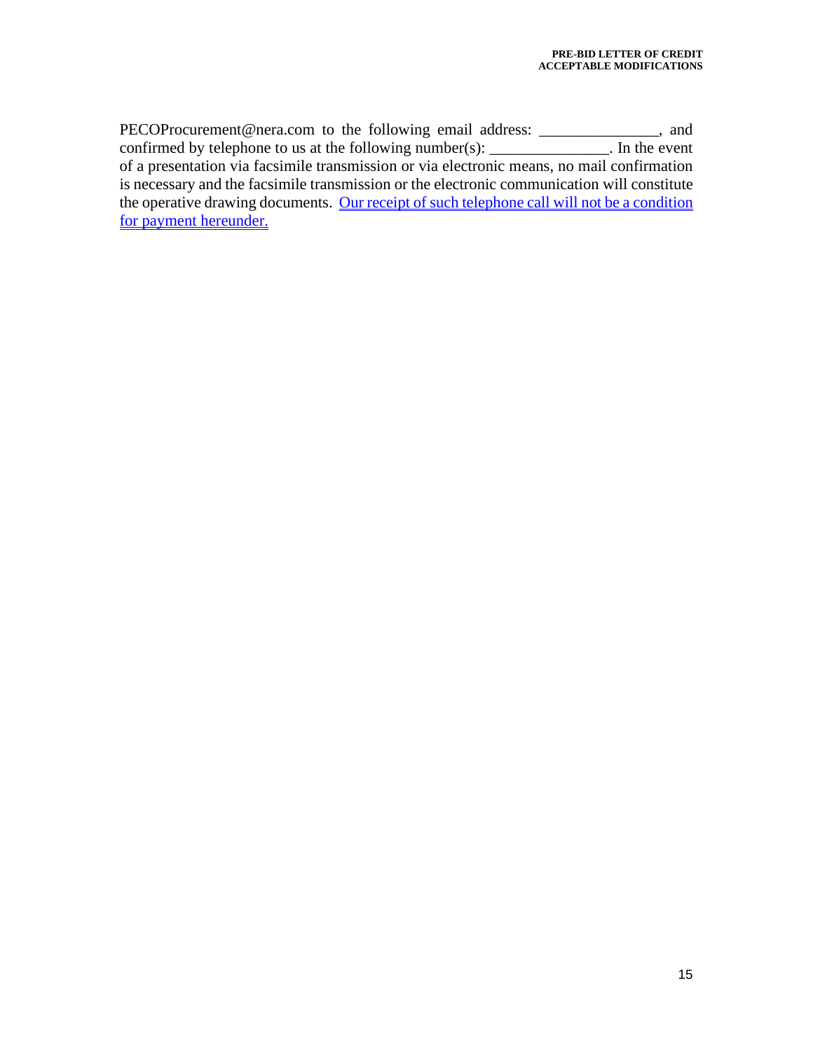PECOProcurement@nera.com to the following email address: _______________, and confirmed by telephone to us at the following number(s): _______________. In the event of a presentation via facsimile transmission or via electronic means, no mail confirmation is necessary and the facsimile transmission or the electronic communication will constitute the operative drawing documents. Our receipt of such telephone call will not be a condition for payment hereunder.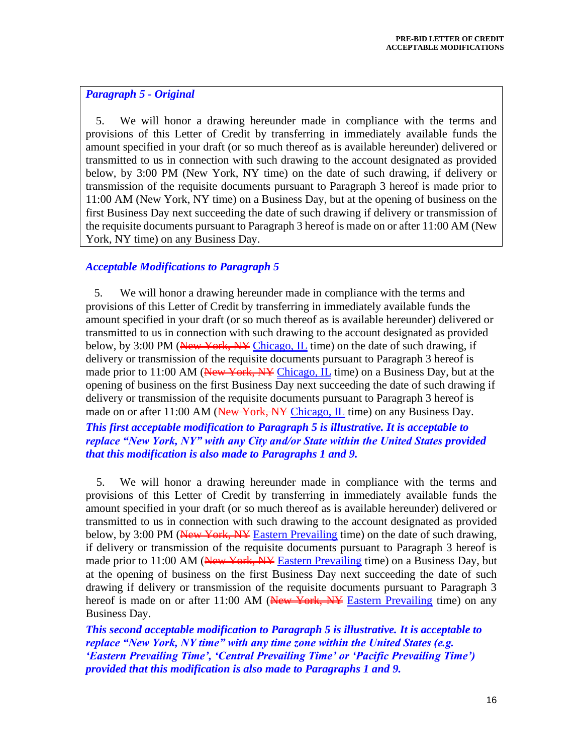***Paragraph 5 - Original***

5. We will honor a drawing hereunder made in compliance with the terms and provisions of this Letter of Credit by transferring in immediately available funds the amount specified in your draft (or so much thereof as is available hereunder) delivered or transmitted to us in connection with such drawing to the account designated as provided below, by 3:00 PM (New York, NY time) on the date of such drawing, if delivery or transmission of the requisite documents pursuant to Paragraph 3 hereof is made prior to 11:00 AM (New York, NY time) on a Business Day, but at the opening of business on the first Business Day next succeeding the date of such drawing if delivery or transmission of the requisite documents pursuant to Paragraph 3 hereof is made on or after 11:00 AM (New York, NY time) on any Business Day.

***Acceptable Modifications to Paragraph 5***

5. We will honor a drawing hereunder made in compliance with the terms and provisions of this Letter of Credit by transferring in immediately available funds the amount specified in your draft (or so much thereof as is available hereunder) delivered or transmitted to us in connection with such drawing to the account designated as provided below, by 3:00 PM (~~New York, NY~~ Chicago, IL time) on the date of such drawing, if delivery or transmission of the requisite documents pursuant to Paragraph 3 hereof is made prior to 11:00 AM (~~New York, NY~~ Chicago, IL time) on a Business Day, but at the opening of business on the first Business Day next succeeding the date of such drawing if delivery or transmission of the requisite documents pursuant to Paragraph 3 hereof is made on or after 11:00 AM (~~New York, NY~~ Chicago, IL time) on any Business Day.

***This first acceptable modification to Paragraph 5 is illustrative. It is acceptable to replace "New York, NY" with any City and/or State within the United States provided that this modification is also made to Paragraphs 1 and 9.***

5. We will honor a drawing hereunder made in compliance with the terms and provisions of this Letter of Credit by transferring in immediately available funds the amount specified in your draft (or so much thereof as is available hereunder) delivered or transmitted to us in connection with such drawing to the account designated as provided below, by 3:00 PM (~~New York, NY~~ Eastern Prevailing time) on the date of such drawing, if delivery or transmission of the requisite documents pursuant to Paragraph 3 hereof is made prior to 11:00 AM (~~New York, NY~~ Eastern Prevailing time) on a Business Day, but at the opening of business on the first Business Day next succeeding the date of such drawing if delivery or transmission of the requisite documents pursuant to Paragraph 3 hereof is made on or after 11:00 AM (~~New York, NY~~ Eastern Prevailing time) on any Business Day.

***This second acceptable modification to Paragraph 5 is illustrative. It is acceptable to replace "New York, NY time" with any time zone within the United States (e.g. 'Eastern Prevailing Time', 'Central Prevailing Time' or 'Pacific Prevailing Time') provided that this modification is also made to Paragraphs 1 and 9.***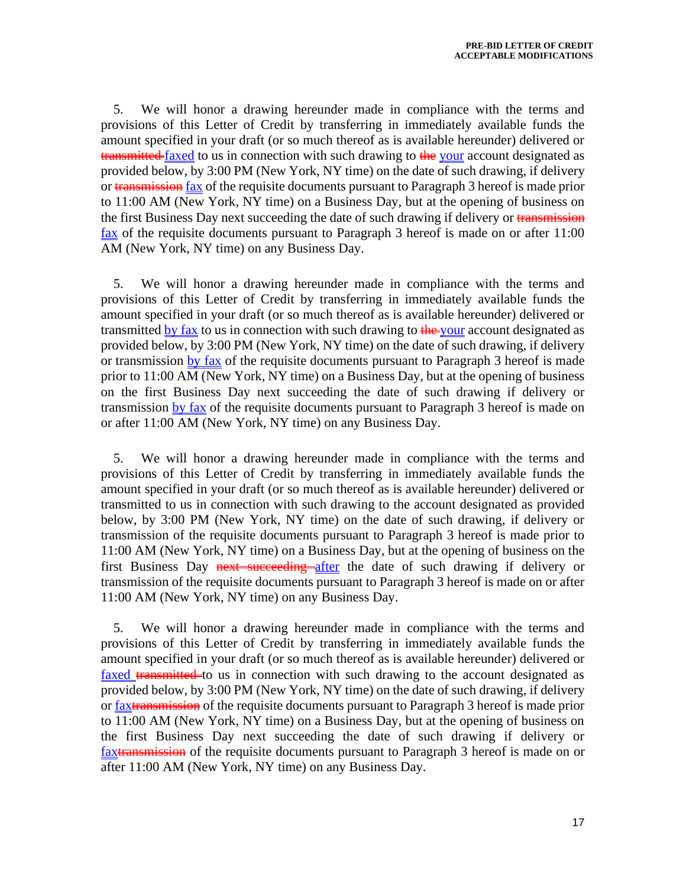5. We will honor a drawing hereunder made in compliance with the terms and provisions of this Letter of Credit by transferring in immediately available funds the amount specified in your draft (or so much thereof as is available hereunder) delivered or ~~transmitted~~ <u>faxed</u> to us in connection with such drawing to ~~the~~ <u>your</u> account designated as provided below, by 3:00 PM (New York, NY time) on the date of such drawing, if delivery or ~~transmission~~ <u>fax</u> of the requisite documents pursuant to Paragraph 3 hereof is made prior to 11:00 AM (New York, NY time) on a Business Day, but at the opening of business on the first Business Day next succeeding the date of such drawing if delivery or ~~transmission~~ <u>fax</u> of the requisite documents pursuant to Paragraph 3 hereof is made on or after 11:00 AM (New York, NY time) on any Business Day.

5. We will honor a drawing hereunder made in compliance with the terms and provisions of this Letter of Credit by transferring in immediately available funds the amount specified in your draft (or so much thereof as is available hereunder) delivered or transmitted <u>by fax</u> to us in connection with such drawing to ~~the~~ <u>your</u> account designated as provided below, by 3:00 PM (New York, NY time) on the date of such drawing, if delivery or transmission <u>by fax</u> of the requisite documents pursuant to Paragraph 3 hereof is made prior to 11:00 AM (New York, NY time) on a Business Day, but at the opening of business on the first Business Day next succeeding the date of such drawing if delivery or transmission <u>by fax</u> of the requisite documents pursuant to Paragraph 3 hereof is made on or after 11:00 AM (New York, NY time) on any Business Day.

5. We will honor a drawing hereunder made in compliance with the terms and provisions of this Letter of Credit by transferring in immediately available funds the amount specified in your draft (or so much thereof as is available hereunder) delivered or transmitted to us in connection with such drawing to the account designated as provided below, by 3:00 PM (New York, NY time) on the date of such drawing, if delivery or transmission of the requisite documents pursuant to Paragraph 3 hereof is made prior to 11:00 AM (New York, NY time) on a Business Day, but at the opening of business on the first Business Day ~~next succeeding~~ <u>after</u> the date of such drawing if delivery or transmission of the requisite documents pursuant to Paragraph 3 hereof is made on or after 11:00 AM (New York, NY time) on any Business Day.

5. We will honor a drawing hereunder made in compliance with the terms and provisions of this Letter of Credit by transferring in immediately available funds the amount specified in your draft (or so much thereof as is available hereunder) delivered or <u>faxed</u> ~~transmitted~~ to us in connection with such drawing to the account designated as provided below, by 3:00 PM (New York, NY time) on the date of such drawing, if delivery or <u>fax</u>~~transmission~~ of the requisite documents pursuant to Paragraph 3 hereof is made prior to 11:00 AM (New York, NY time) on a Business Day, but at the opening of business on the first Business Day next succeeding the date of such drawing if delivery or <u>fax</u>~~transmission~~ of the requisite documents pursuant to Paragraph 3 hereof is made on or after 11:00 AM (New York, NY time) on any Business Day.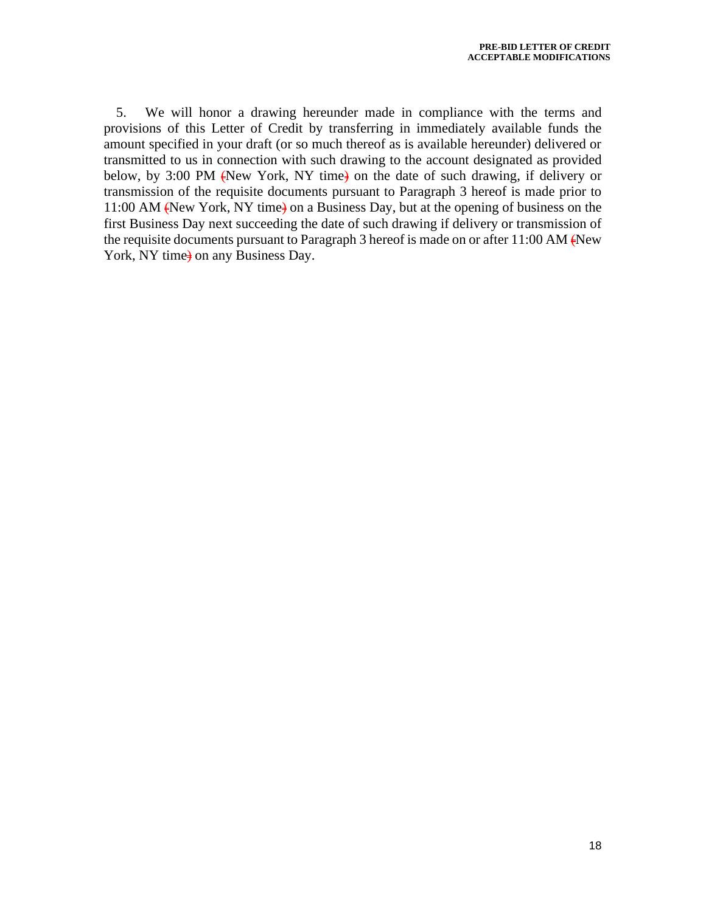5. We will honor a drawing hereunder made in compliance with the terms and provisions of this Letter of Credit by transferring in immediately available funds the amount specified in your draft (or so much thereof as is available hereunder) delivered or transmitted to us in connection with such drawing to the account designated as provided below, by 3:00 PM ~~(~~New York, NY time~~)~~ on the date of such drawing, if delivery or transmission of the requisite documents pursuant to Paragraph 3 hereof is made prior to 11:00 AM ~~(~~New York, NY time~~)~~ on a Business Day, but at the opening of business on the first Business Day next succeeding the date of such drawing if delivery or transmission of the requisite documents pursuant to Paragraph 3 hereof is made on or after 11:00 AM ~~(~~New York, NY time~~)~~ on any Business Day.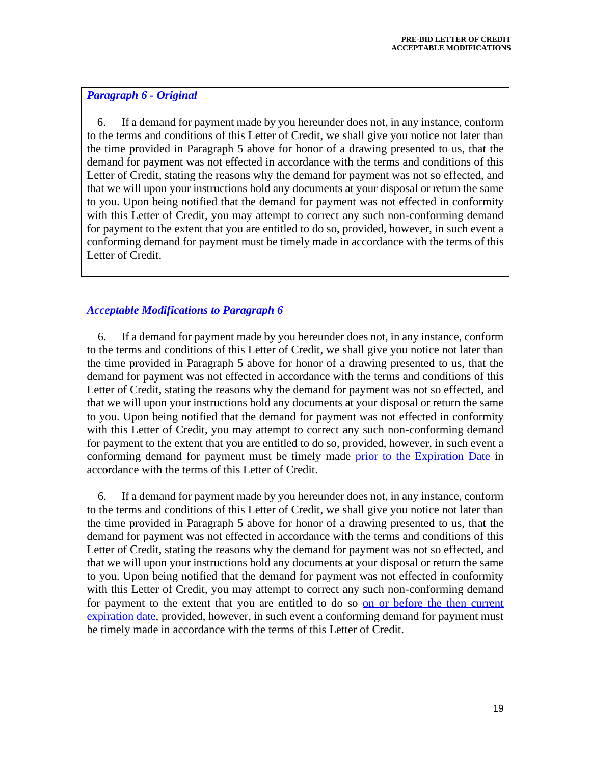***Paragraph 6 - Original***

6. If a demand for payment made by you hereunder does not, in any instance, conform to the terms and conditions of this Letter of Credit, we shall give you notice not later than the time provided in Paragraph 5 above for honor of a drawing presented to us, that the demand for payment was not effected in accordance with the terms and conditions of this Letter of Credit, stating the reasons why the demand for payment was not so effected, and that we will upon your instructions hold any documents at your disposal or return the same to you. Upon being notified that the demand for payment was not effected in conformity with this Letter of Credit, you may attempt to correct any such non-conforming demand for payment to the extent that you are entitled to do so, provided, however, in such event a conforming demand for payment must be timely made in accordance with the terms of this Letter of Credit.

***Acceptable Modifications to Paragraph 6***

6. If a demand for payment made by you hereunder does not, in any instance, conform to the terms and conditions of this Letter of Credit, we shall give you notice not later than the time provided in Paragraph 5 above for honor of a drawing presented to us, that the demand for payment was not effected in accordance with the terms and conditions of this Letter of Credit, stating the reasons why the demand for payment was not so effected, and that we will upon your instructions hold any documents at your disposal or return the same to you. Upon being notified that the demand for payment was not effected in conformity with this Letter of Credit, you may attempt to correct any such non-conforming demand for payment to the extent that you are entitled to do so, provided, however, in such event a conforming demand for payment must be timely made prior to the Expiration Date in accordance with the terms of this Letter of Credit.

6. If a demand for payment made by you hereunder does not, in any instance, conform to the terms and conditions of this Letter of Credit, we shall give you notice not later than the time provided in Paragraph 5 above for honor of a drawing presented to us, that the demand for payment was not effected in accordance with the terms and conditions of this Letter of Credit, stating the reasons why the demand for payment was not so effected, and that we will upon your instructions hold any documents at your disposal or return the same to you. Upon being notified that the demand for payment was not effected in conformity with this Letter of Credit, you may attempt to correct any such non-conforming demand for payment to the extent that you are entitled to do so on or before the then current expiration date, provided, however, in such event a conforming demand for payment must be timely made in accordance with the terms of this Letter of Credit.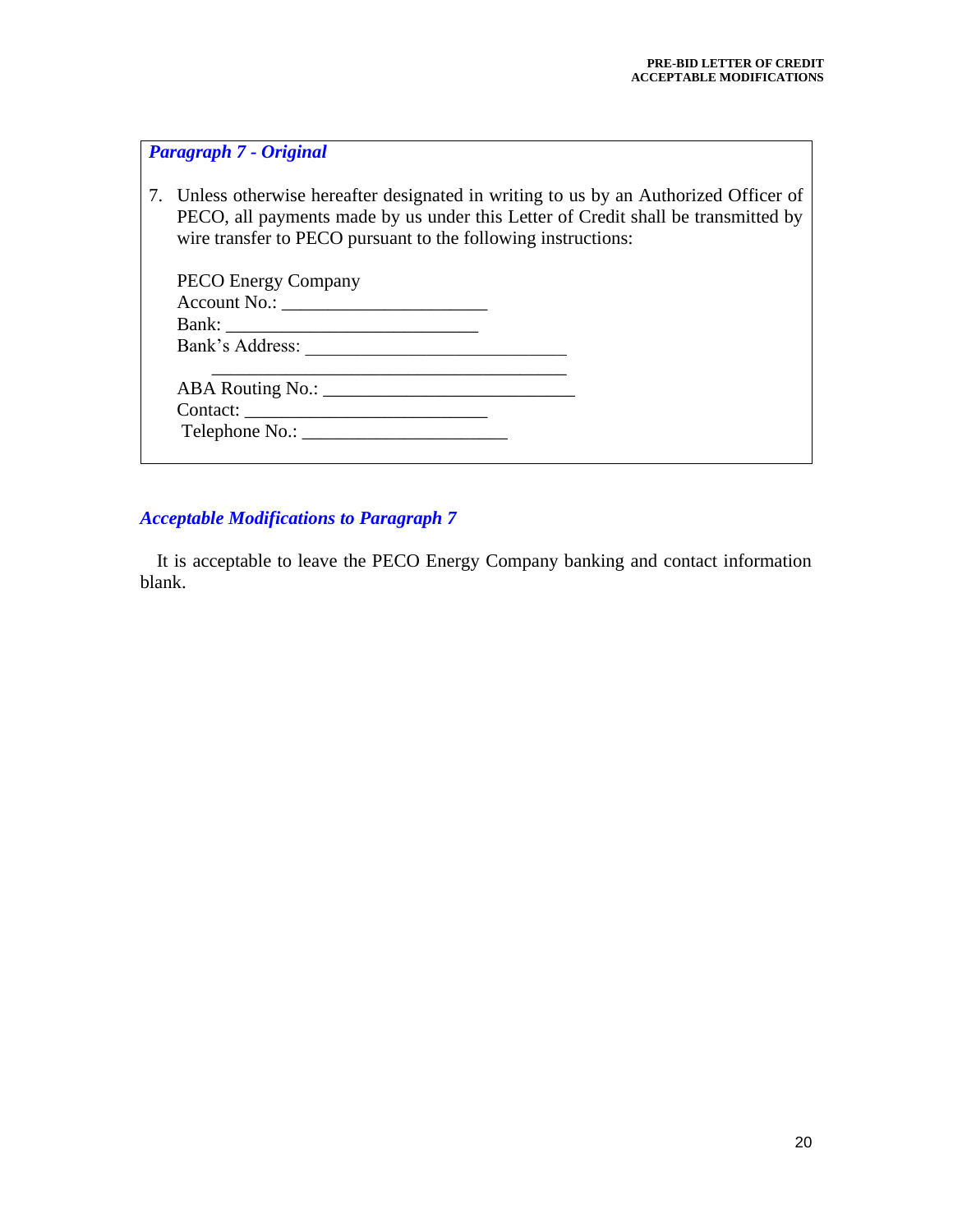***Paragraph 7 - Original***

7. Unless otherwise hereafter designated in writing to us by an Authorized Officer of PECO, all payments made by us under this Letter of Credit shall be transmitted by wire transfer to PECO pursuant to the following instructions:

PECO Energy Company
Account No.: ______________________
Bank: ___________________________
Bank's Address: ____________________________
_______________________________________
ABA Routing No.: ___________________________
Contact: __________________________
Telephone No.: ______________________

***Acceptable Modifications to Paragraph 7***

It is acceptable to leave the PECO Energy Company banking and contact information blank.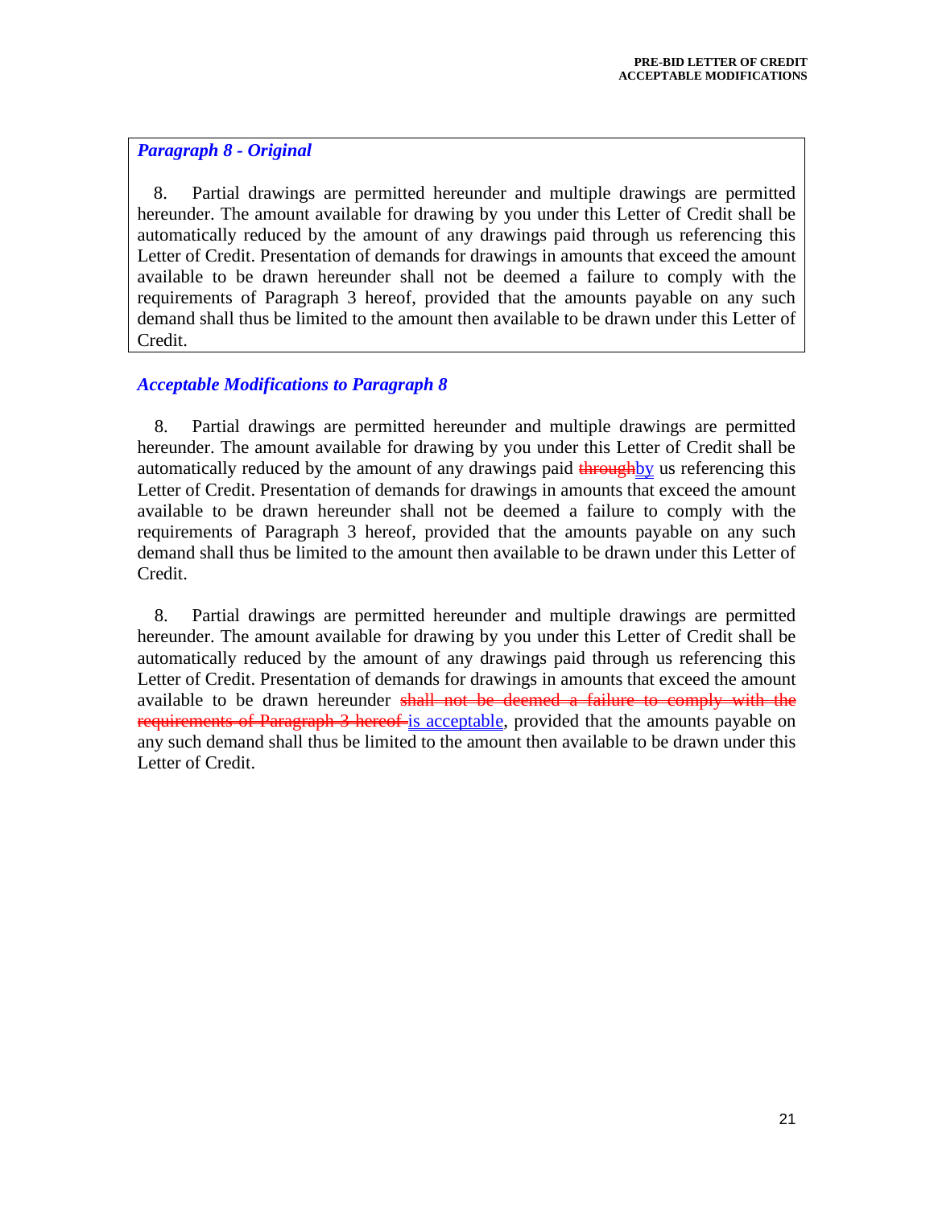***Paragraph 8 - Original***

8. Partial drawings are permitted hereunder and multiple drawings are permitted hereunder. The amount available for drawing by you under this Letter of Credit shall be automatically reduced by the amount of any drawings paid through us referencing this Letter of Credit. Presentation of demands for drawings in amounts that exceed the amount available to be drawn hereunder shall not be deemed a failure to comply with the requirements of Paragraph 3 hereof, provided that the amounts payable on any such demand shall thus be limited to the amount then available to be drawn under this Letter of Credit.

***Acceptable Modifications to Paragraph 8***

8. Partial drawings are permitted hereunder and multiple drawings are permitted hereunder. The amount available for drawing by you under this Letter of Credit shall be automatically reduced by the amount of any drawings paid ~~through~~<ins>by</ins> us referencing this Letter of Credit. Presentation of demands for drawings in amounts that exceed the amount available to be drawn hereunder shall not be deemed a failure to comply with the requirements of Paragraph 3 hereof, provided that the amounts payable on any such demand shall thus be limited to the amount then available to be drawn under this Letter of Credit.

8. Partial drawings are permitted hereunder and multiple drawings are permitted hereunder. The amount available for drawing by you under this Letter of Credit shall be automatically reduced by the amount of any drawings paid through us referencing this Letter of Credit. Presentation of demands for drawings in amounts that exceed the amount available to be drawn hereunder ~~shall not be deemed a failure to comply with the requirements of Paragraph 3 hereof~~ <ins>is acceptable</ins>, provided that the amounts payable on any such demand shall thus be limited to the amount then available to be drawn under this Letter of Credit.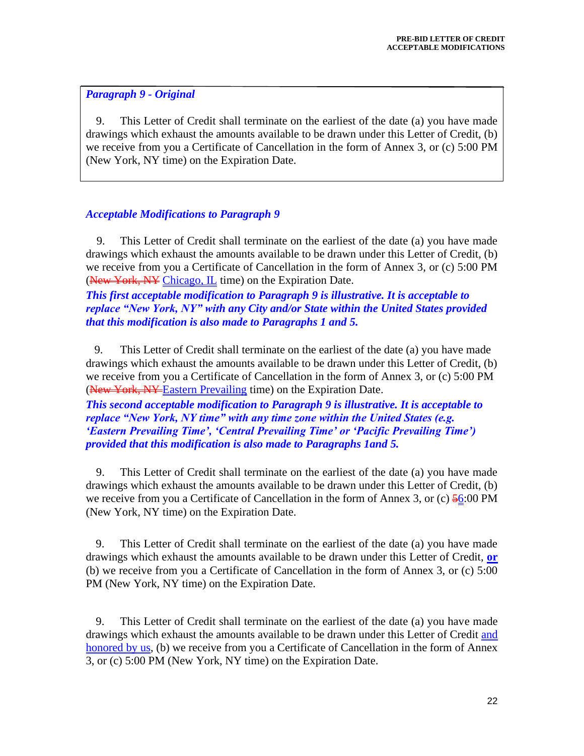***Paragraph 9 - Original***

9. This Letter of Credit shall terminate on the earliest of the date (a) you have made drawings which exhaust the amounts available to be drawn under this Letter of Credit, (b) we receive from you a Certificate of Cancellation in the form of Annex 3, or (c) 5:00 PM (New York, NY time) on the Expiration Date.

***Acceptable Modifications to Paragraph 9***

9. This Letter of Credit shall terminate on the earliest of the date (a) you have made drawings which exhaust the amounts available to be drawn under this Letter of Credit, (b) we receive from you a Certificate of Cancellation in the form of Annex 3, or (c) 5:00 PM (~~New York, NY~~ Chicago, IL time) on the Expiration Date.

***This first acceptable modification to Paragraph 9 is illustrative. It is acceptable to replace "New York, NY" with any City and/or State within the United States provided that this modification is also made to Paragraphs 1 and 5.***

9. This Letter of Credit shall terminate on the earliest of the date (a) you have made drawings which exhaust the amounts available to be drawn under this Letter of Credit, (b) we receive from you a Certificate of Cancellation in the form of Annex 3, or (c) 5:00 PM (~~New York, NY~~ Eastern Prevailing time) on the Expiration Date.

***This second acceptable modification to Paragraph 9 is illustrative. It is acceptable to replace "New York, NY time" with any time zone within the United States (e.g. 'Eastern Prevailing Time', 'Central Prevailing Time' or 'Pacific Prevailing Time') provided that this modification is also made to Paragraphs 1and 5.***

9. This Letter of Credit shall terminate on the earliest of the date (a) you have made drawings which exhaust the amounts available to be drawn under this Letter of Credit, (b) we receive from you a Certificate of Cancellation in the form of Annex 3, or (c) ~~5~~6:00 PM (New York, NY time) on the Expiration Date.

9. This Letter of Credit shall terminate on the earliest of the date (a) you have made drawings which exhaust the amounts available to be drawn under this Letter of Credit, **or** (b) we receive from you a Certificate of Cancellation in the form of Annex 3, or (c) 5:00 PM (New York, NY time) on the Expiration Date.

9. This Letter of Credit shall terminate on the earliest of the date (a) you have made drawings which exhaust the amounts available to be drawn under this Letter of Credit and honored by us, (b) we receive from you a Certificate of Cancellation in the form of Annex 3, or (c) 5:00 PM (New York, NY time) on the Expiration Date.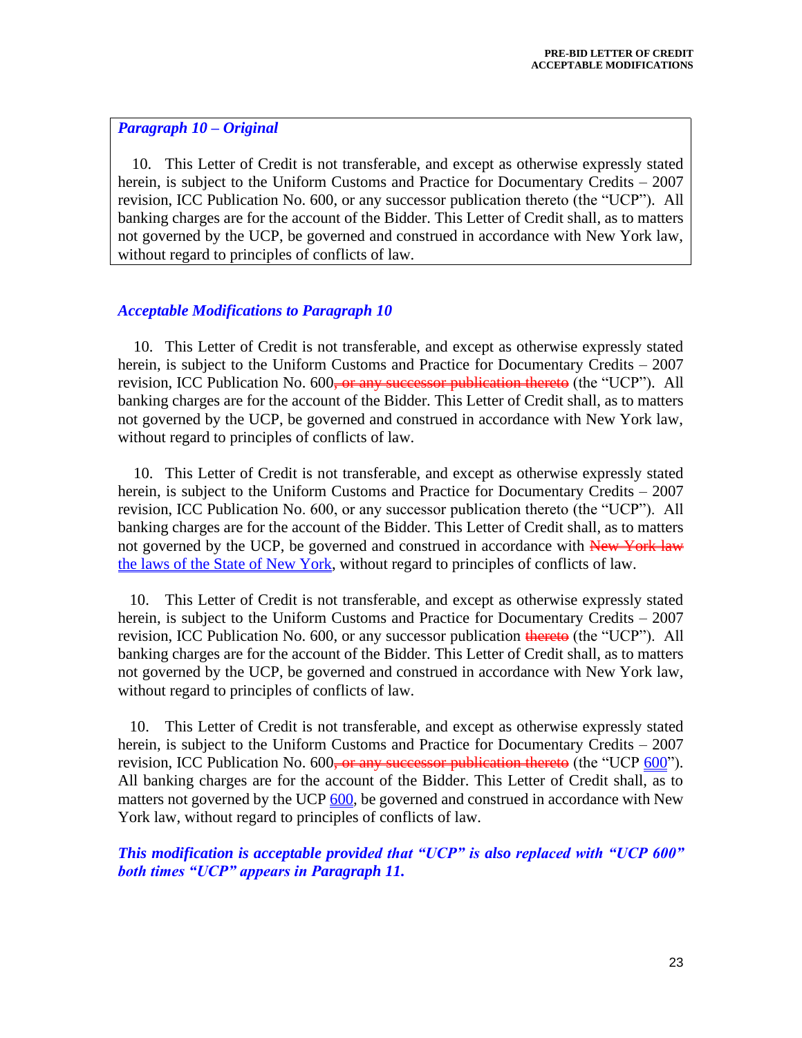***Paragraph 10 – Original***

10. This Letter of Credit is not transferable, and except as otherwise expressly stated herein, is subject to the Uniform Customs and Practice for Documentary Credits – 2007 revision, ICC Publication No. 600, or any successor publication thereto (the "UCP"). All banking charges are for the account of the Bidder. This Letter of Credit shall, as to matters not governed by the UCP, be governed and construed in accordance with New York law, without regard to principles of conflicts of law.

***Acceptable Modifications to Paragraph 10***

10. This Letter of Credit is not transferable, and except as otherwise expressly stated herein, is subject to the Uniform Customs and Practice for Documentary Credits – 2007 revision, ICC Publication No. 600~~, or any successor publication thereto~~ (the "UCP"). All banking charges are for the account of the Bidder. This Letter of Credit shall, as to matters not governed by the UCP, be governed and construed in accordance with New York law, without regard to principles of conflicts of law.

10. This Letter of Credit is not transferable, and except as otherwise expressly stated herein, is subject to the Uniform Customs and Practice for Documentary Credits – 2007 revision, ICC Publication No. 600, or any successor publication thereto (the "UCP"). All banking charges are for the account of the Bidder. This Letter of Credit shall, as to matters not governed by the UCP, be governed and construed in accordance with ~~New York law~~ <u>the laws of the State of New York</u>, without regard to principles of conflicts of law.

10. This Letter of Credit is not transferable, and except as otherwise expressly stated herein, is subject to the Uniform Customs and Practice for Documentary Credits – 2007 revision, ICC Publication No. 600, or any successor publication ~~thereto~~ (the "UCP"). All banking charges are for the account of the Bidder. This Letter of Credit shall, as to matters not governed by the UCP, be governed and construed in accordance with New York law, without regard to principles of conflicts of law.

10. This Letter of Credit is not transferable, and except as otherwise expressly stated herein, is subject to the Uniform Customs and Practice for Documentary Credits – 2007 revision, ICC Publication No. 600~~, or any successor publication thereto~~ (the "UCP <u>600</u>"). All banking charges are for the account of the Bidder. This Letter of Credit shall, as to matters not governed by the UCP <u>600</u>, be governed and construed in accordance with New York law, without regard to principles of conflicts of law.

***This modification is acceptable provided that "UCP" is also replaced with "UCP 600" both times "UCP" appears in Paragraph 11.***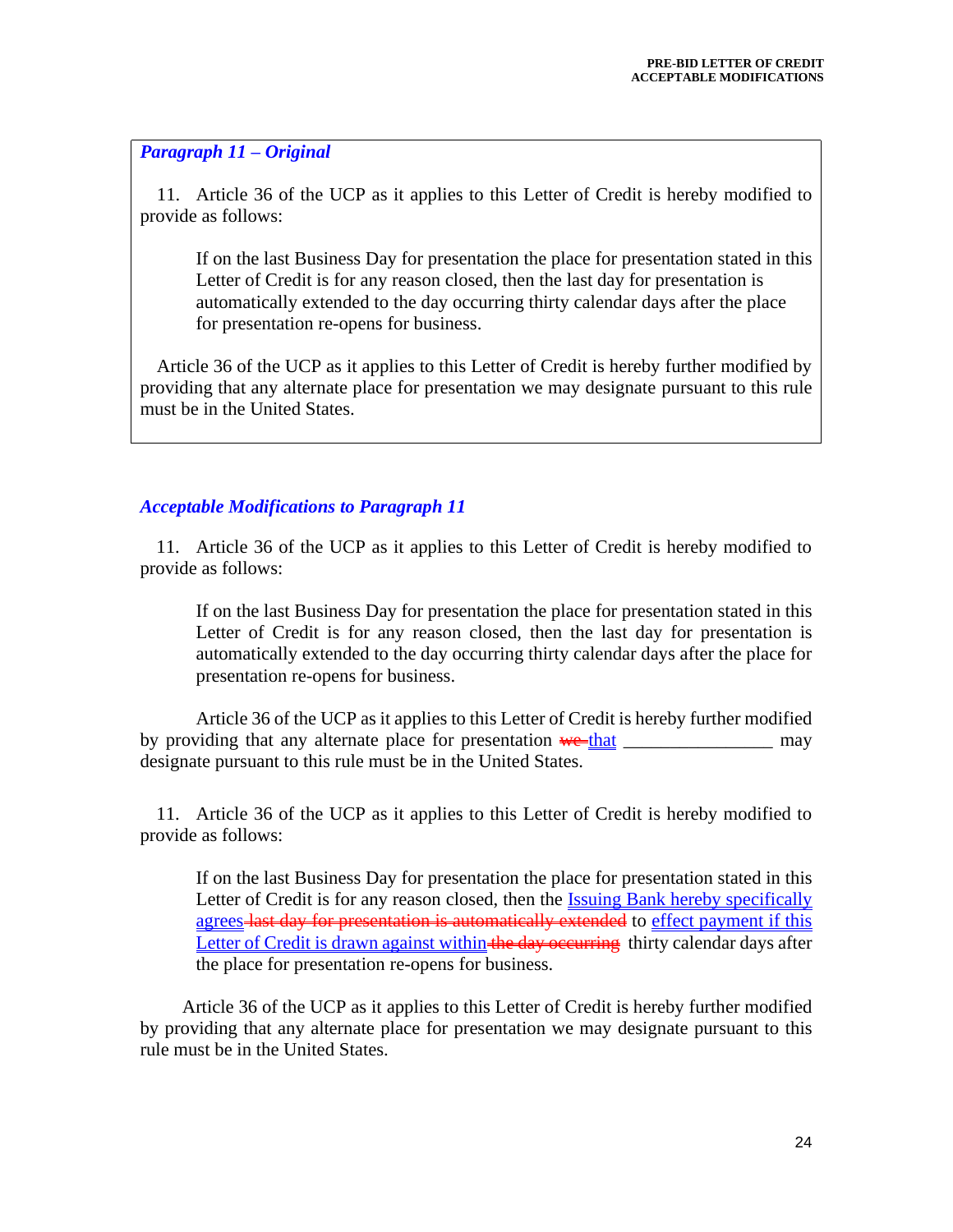***Paragraph 11 – Original***

11. Article 36 of the UCP as it applies to this Letter of Credit is hereby modified to provide as follows:

> If on the last Business Day for presentation the place for presentation stated in this Letter of Credit is for any reason closed, then the last day for presentation is automatically extended to the day occurring thirty calendar days after the place for presentation re-opens for business.

Article 36 of the UCP as it applies to this Letter of Credit is hereby further modified by providing that any alternate place for presentation we may designate pursuant to this rule must be in the United States.

***Acceptable Modifications to Paragraph 11***

11. Article 36 of the UCP as it applies to this Letter of Credit is hereby modified to provide as follows:

> If on the last Business Day for presentation the place for presentation stated in this Letter of Credit is for any reason closed, then the last day for presentation is automatically extended to the day occurring thirty calendar days after the place for presentation re-opens for business.

Article 36 of the UCP as it applies to this Letter of Credit is hereby further modified by providing that any alternate place for presentation ~~we~~ <u>that</u> ________________ may designate pursuant to this rule must be in the United States.

11. Article 36 of the UCP as it applies to this Letter of Credit is hereby modified to provide as follows:

> If on the last Business Day for presentation the place for presentation stated in this Letter of Credit is for any reason closed, then the <u>Issuing Bank hereby specifically agrees</u> ~~last day for presentation is automatically extended~~ to <u>effect payment if this Letter of Credit is drawn against within</u> ~~the day occurring~~ thirty calendar days after the place for presentation re-opens for business.

Article 36 of the UCP as it applies to this Letter of Credit is hereby further modified by providing that any alternate place for presentation we may designate pursuant to this rule must be in the United States.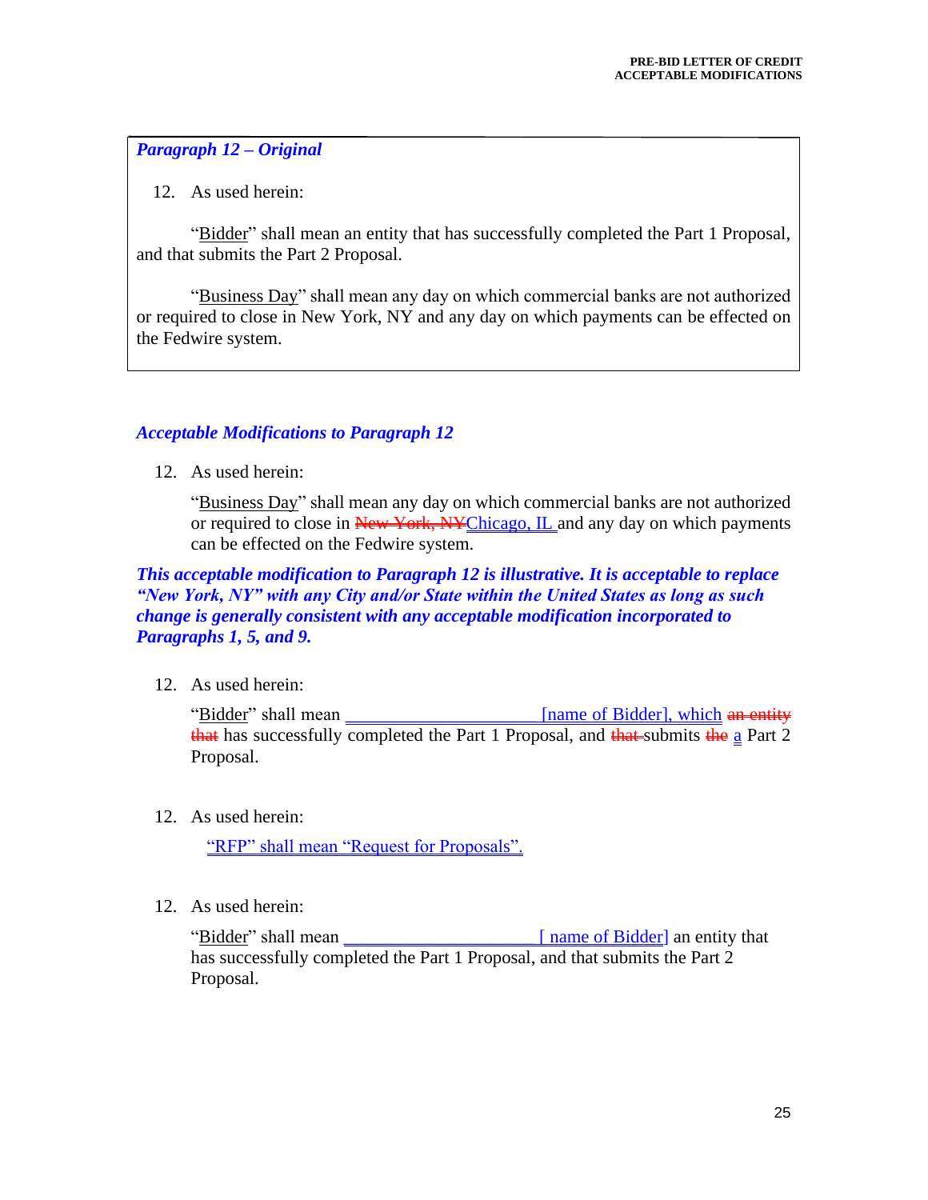***Paragraph 12 – Original***

12. As used herein:

"Bidder" shall mean an entity that has successfully completed the Part 1 Proposal, and that submits the Part 2 Proposal.

"Business Day" shall mean any day on which commercial banks are not authorized or required to close in New York, NY and any day on which payments can be effected on the Fedwire system.

***Acceptable Modifications to Paragraph 12***

12. As used herein:

"Business Day" shall mean any day on which commercial banks are not authorized or required to close in ~~New York, NY~~Chicago, IL and any day on which payments can be effected on the Fedwire system.

***This acceptable modification to Paragraph 12 is illustrative. It is acceptable to replace "New York, NY" with any City and/or State within the United States as long as such change is generally consistent with any acceptable modification incorporated to Paragraphs 1, 5, and 9.***

12. As used herein:

"Bidder" shall mean ______________________[name of Bidder], which ~~an entity that~~ has successfully completed the Part 1 Proposal, and ~~that~~ submits ~~the~~ a Part 2 Proposal.

12. As used herein:

"RFP" shall mean "Request for Proposals".

12. As used herein:

"Bidder" shall mean ______________________[ name of Bidder] an entity that has successfully completed the Part 1 Proposal, and that submits the Part 2 Proposal.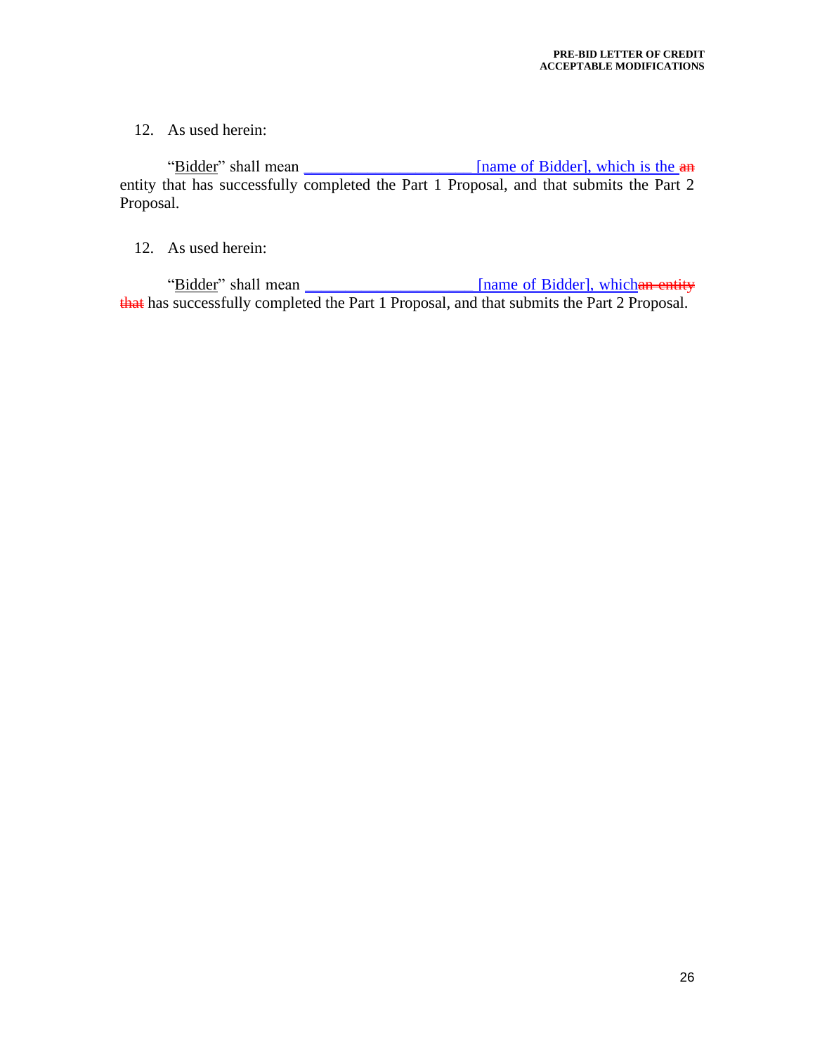12. As used herein:

"Bidder" shall mean ______________________ [name of Bidder], which is the ~~an~~ entity that has successfully completed the Part 1 Proposal, and that submits the Part 2 Proposal.

12. As used herein:

"Bidder" shall mean ______________________ [name of Bidder], which~~an entity that~~ has successfully completed the Part 1 Proposal, and that submits the Part 2 Proposal.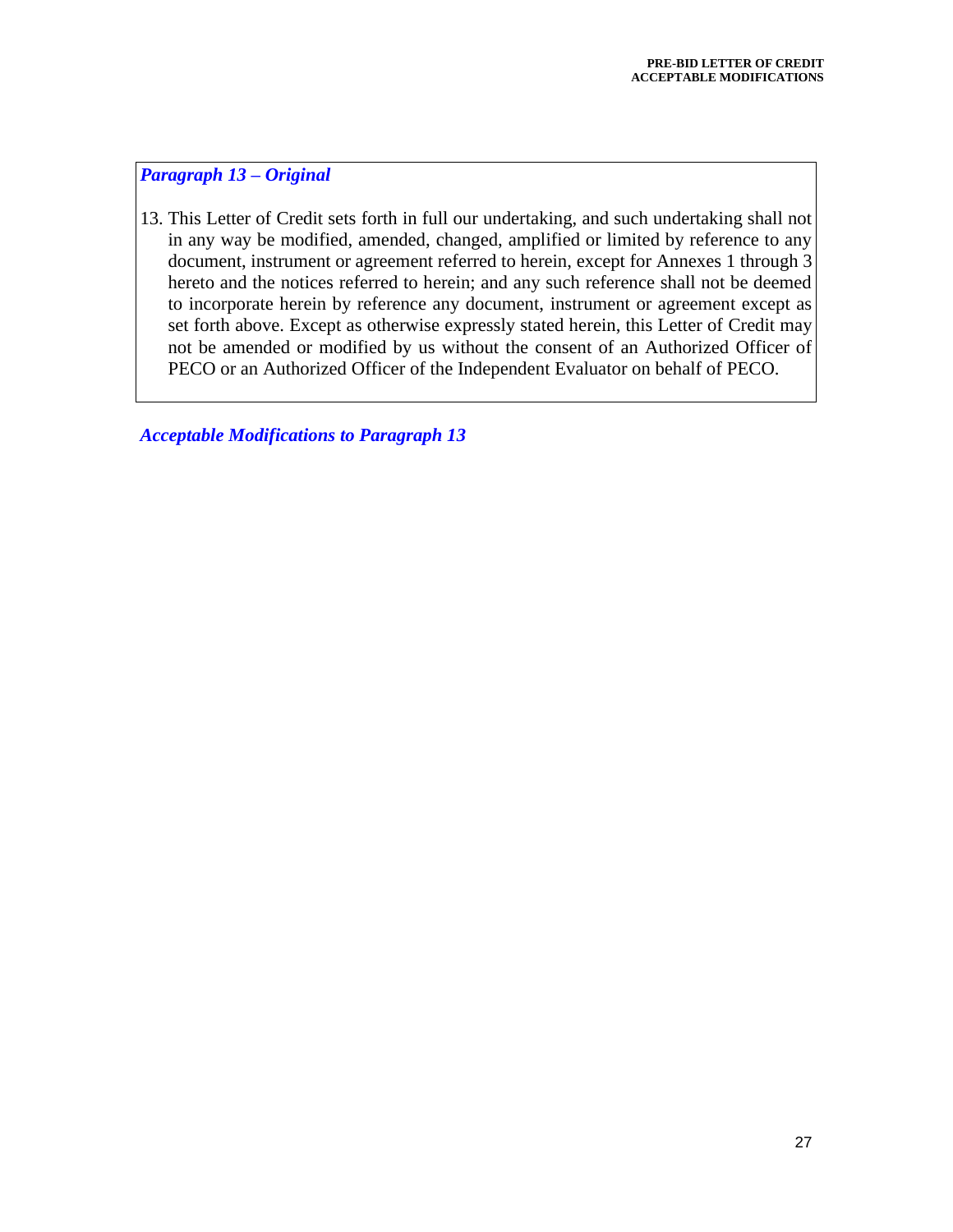***Paragraph 13 – Original***

13. This Letter of Credit sets forth in full our undertaking, and such undertaking shall not in any way be modified, amended, changed, amplified or limited by reference to any document, instrument or agreement referred to herein, except for Annexes 1 through 3 hereto and the notices referred to herein; and any such reference shall not be deemed to incorporate herein by reference any document, instrument or agreement except as set forth above. Except as otherwise expressly stated herein, this Letter of Credit may not be amended or modified by us without the consent of an Authorized Officer of PECO or an Authorized Officer of the Independent Evaluator on behalf of PECO.

***Acceptable Modifications to Paragraph 13***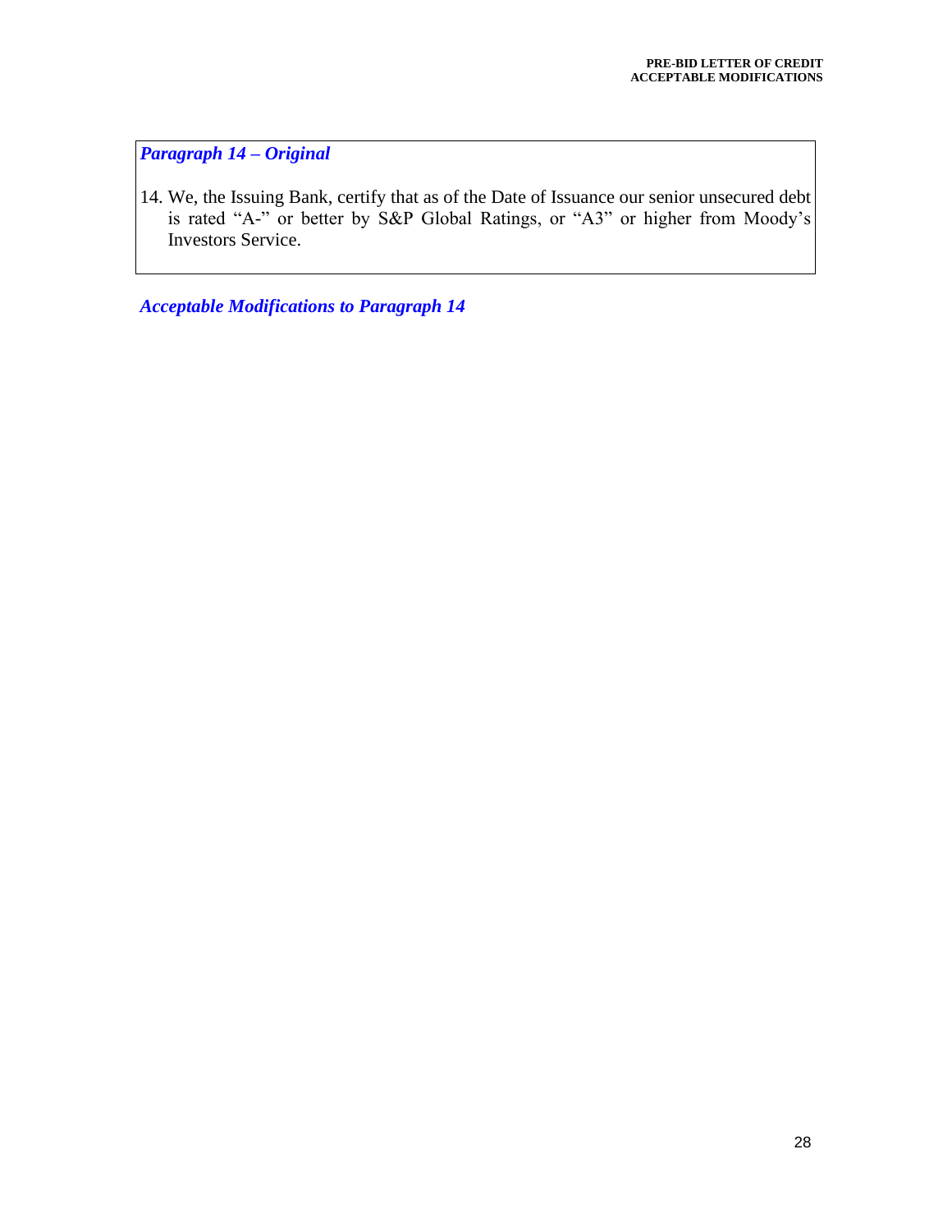***Paragraph 14 – Original***

14. We, the Issuing Bank, certify that as of the Date of Issuance our senior unsecured debt is rated "A-" or better by S&P Global Ratings, or "A3" or higher from Moody's Investors Service.

***Acceptable Modifications to Paragraph 14***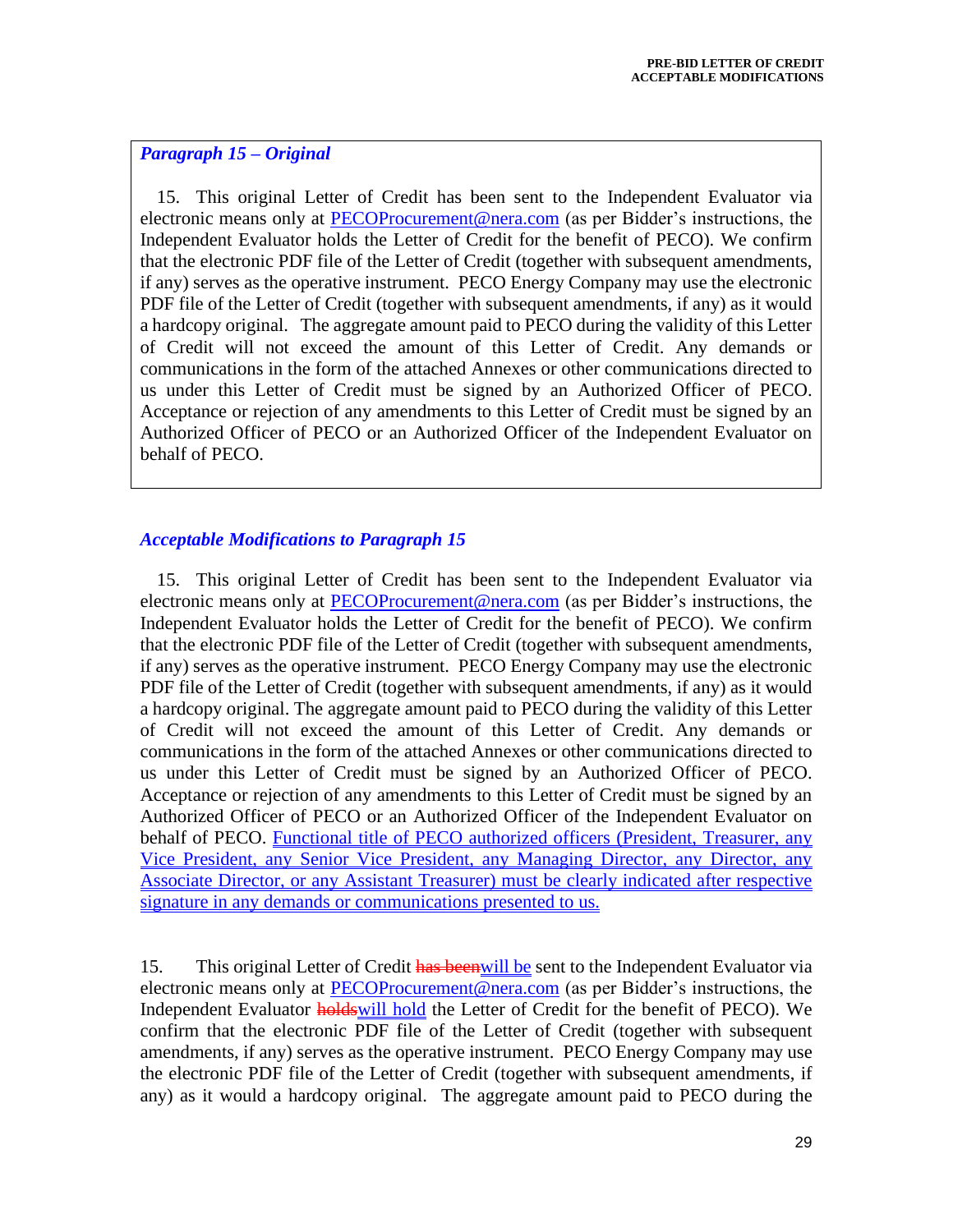*Paragraph 15 – Original*

15. This original Letter of Credit has been sent to the Independent Evaluator via electronic means only at PECOProcurement@nera.com (as per Bidder's instructions, the Independent Evaluator holds the Letter of Credit for the benefit of PECO). We confirm that the electronic PDF file of the Letter of Credit (together with subsequent amendments, if any) serves as the operative instrument. PECO Energy Company may use the electronic PDF file of the Letter of Credit (together with subsequent amendments, if any) as it would a hardcopy original. The aggregate amount paid to PECO during the validity of this Letter of Credit will not exceed the amount of this Letter of Credit. Any demands or communications in the form of the attached Annexes or other communications directed to us under this Letter of Credit must be signed by an Authorized Officer of PECO. Acceptance or rejection of any amendments to this Letter of Credit must be signed by an Authorized Officer of PECO or an Authorized Officer of the Independent Evaluator on behalf of PECO.

*Acceptable Modifications to Paragraph 15*

15. This original Letter of Credit has been sent to the Independent Evaluator via electronic means only at PECOProcurement@nera.com (as per Bidder's instructions, the Independent Evaluator holds the Letter of Credit for the benefit of PECO). We confirm that the electronic PDF file of the Letter of Credit (together with subsequent amendments, if any) serves as the operative instrument. PECO Energy Company may use the electronic PDF file of the Letter of Credit (together with subsequent amendments, if any) as it would a hardcopy original. The aggregate amount paid to PECO during the validity of this Letter of Credit will not exceed the amount of this Letter of Credit. Any demands or communications in the form of the attached Annexes or other communications directed to us under this Letter of Credit must be signed by an Authorized Officer of PECO. Acceptance or rejection of any amendments to this Letter of Credit must be signed by an Authorized Officer of PECO or an Authorized Officer of the Independent Evaluator on behalf of PECO. Functional title of PECO authorized officers (President, Treasurer, any Vice President, any Senior Vice President, any Managing Director, any Director, any Associate Director, or any Assistant Treasurer) must be clearly indicated after respective signature in any demands or communications presented to us.

15. This original Letter of Credit ~~has been~~will be sent to the Independent Evaluator via electronic means only at PECOProcurement@nera.com (as per Bidder's instructions, the Independent Evaluator ~~holds~~will hold the Letter of Credit for the benefit of PECO). We confirm that the electronic PDF file of the Letter of Credit (together with subsequent amendments, if any) serves as the operative instrument. PECO Energy Company may use the electronic PDF file of the Letter of Credit (together with subsequent amendments, if any) as it would a hardcopy original. The aggregate amount paid to PECO during the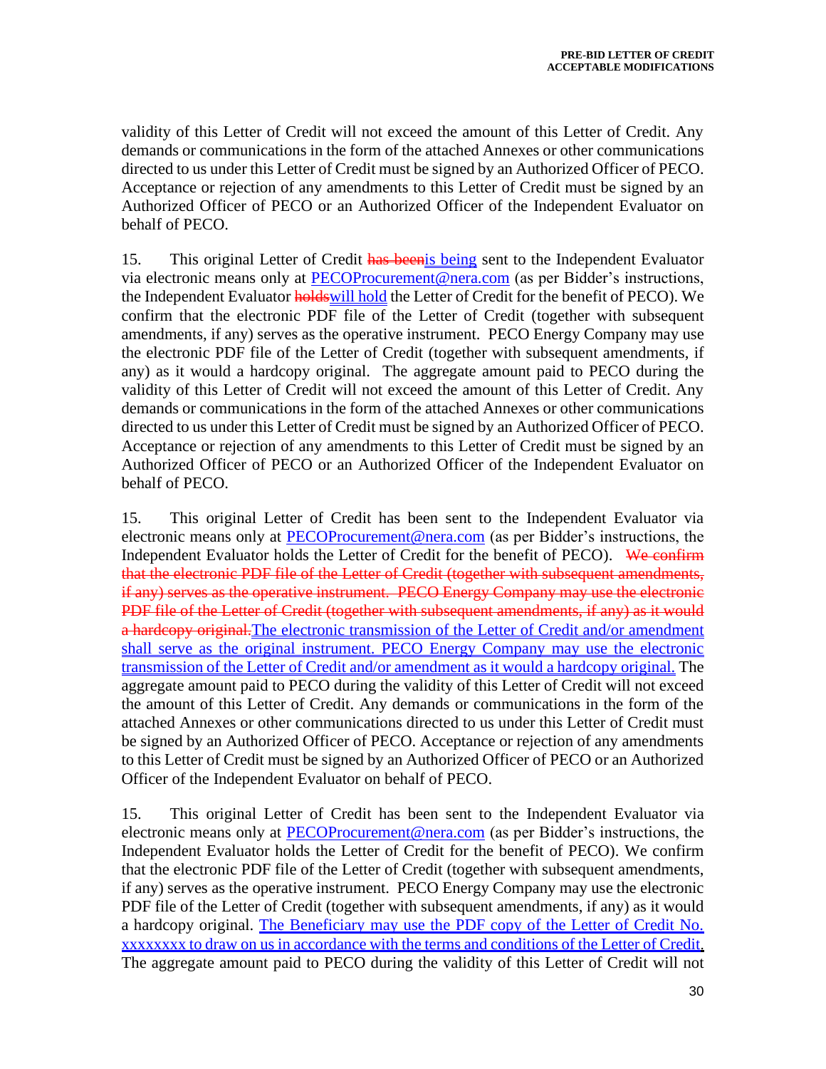validity of this Letter of Credit will not exceed the amount of this Letter of Credit. Any demands or communications in the form of the attached Annexes or other communications directed to us under this Letter of Credit must be signed by an Authorized Officer of PECO. Acceptance or rejection of any amendments to this Letter of Credit must be signed by an Authorized Officer of PECO or an Authorized Officer of the Independent Evaluator on behalf of PECO.

15. This original Letter of Credit ~~has been~~is being sent to the Independent Evaluator via electronic means only at PECOProcurement@nera.com (as per Bidder's instructions, the Independent Evaluator ~~holds~~will hold the Letter of Credit for the benefit of PECO). We confirm that the electronic PDF file of the Letter of Credit (together with subsequent amendments, if any) serves as the operative instrument. PECO Energy Company may use the electronic PDF file of the Letter of Credit (together with subsequent amendments, if any) as it would a hardcopy original. The aggregate amount paid to PECO during the validity of this Letter of Credit will not exceed the amount of this Letter of Credit. Any demands or communications in the form of the attached Annexes or other communications directed to us under this Letter of Credit must be signed by an Authorized Officer of PECO. Acceptance or rejection of any amendments to this Letter of Credit must be signed by an Authorized Officer of PECO or an Authorized Officer of the Independent Evaluator on behalf of PECO.

15. This original Letter of Credit has been sent to the Independent Evaluator via electronic means only at PECOProcurement@nera.com (as per Bidder's instructions, the Independent Evaluator holds the Letter of Credit for the benefit of PECO). ~~We confirm that the electronic PDF file of the Letter of Credit (together with subsequent amendments, if any) serves as the operative instrument. PECO Energy Company may use the electronic PDF file of the Letter of Credit (together with subsequent amendments, if any) as it would a hardcopy original.~~The electronic transmission of the Letter of Credit and/or amendment shall serve as the original instrument. PECO Energy Company may use the electronic transmission of the Letter of Credit and/or amendment as it would a hardcopy original. The aggregate amount paid to PECO during the validity of this Letter of Credit will not exceed the amount of this Letter of Credit. Any demands or communications in the form of the attached Annexes or other communications directed to us under this Letter of Credit must be signed by an Authorized Officer of PECO. Acceptance or rejection of any amendments to this Letter of Credit must be signed by an Authorized Officer of PECO or an Authorized Officer of the Independent Evaluator on behalf of PECO.

15. This original Letter of Credit has been sent to the Independent Evaluator via electronic means only at PECOProcurement@nera.com (as per Bidder's instructions, the Independent Evaluator holds the Letter of Credit for the benefit of PECO). We confirm that the electronic PDF file of the Letter of Credit (together with subsequent amendments, if any) serves as the operative instrument. PECO Energy Company may use the electronic PDF file of the Letter of Credit (together with subsequent amendments, if any) as it would a hardcopy original. The Beneficiary may use the PDF copy of the Letter of Credit No. xxxxxxxx to draw on us in accordance with the terms and conditions of the Letter of Credit. The aggregate amount paid to PECO during the validity of this Letter of Credit will not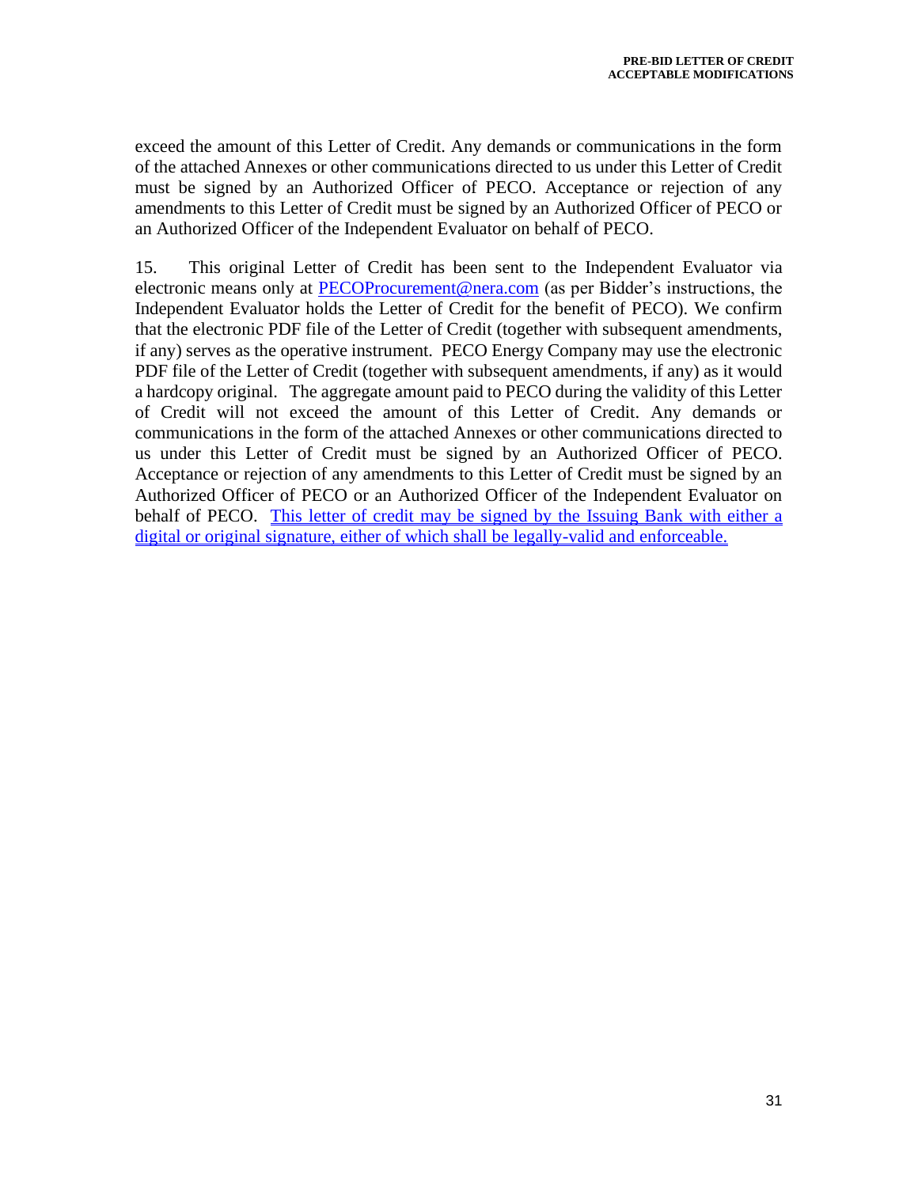exceed the amount of this Letter of Credit. Any demands or communications in the form of the attached Annexes or other communications directed to us under this Letter of Credit must be signed by an Authorized Officer of PECO. Acceptance or rejection of any amendments to this Letter of Credit must be signed by an Authorized Officer of PECO or an Authorized Officer of the Independent Evaluator on behalf of PECO.

15. This original Letter of Credit has been sent to the Independent Evaluator via electronic means only at PECOProcurement@nera.com (as per Bidder's instructions, the Independent Evaluator holds the Letter of Credit for the benefit of PECO). We confirm that the electronic PDF file of the Letter of Credit (together with subsequent amendments, if any) serves as the operative instrument. PECO Energy Company may use the electronic PDF file of the Letter of Credit (together with subsequent amendments, if any) as it would a hardcopy original. The aggregate amount paid to PECO during the validity of this Letter of Credit will not exceed the amount of this Letter of Credit. Any demands or communications in the form of the attached Annexes or other communications directed to us under this Letter of Credit must be signed by an Authorized Officer of PECO. Acceptance or rejection of any amendments to this Letter of Credit must be signed by an Authorized Officer of PECO or an Authorized Officer of the Independent Evaluator on behalf of PECO. <u>This letter of credit may be signed by the Issuing Bank with either a digital or original signature, either of which shall be legally-valid and enforceable.</u>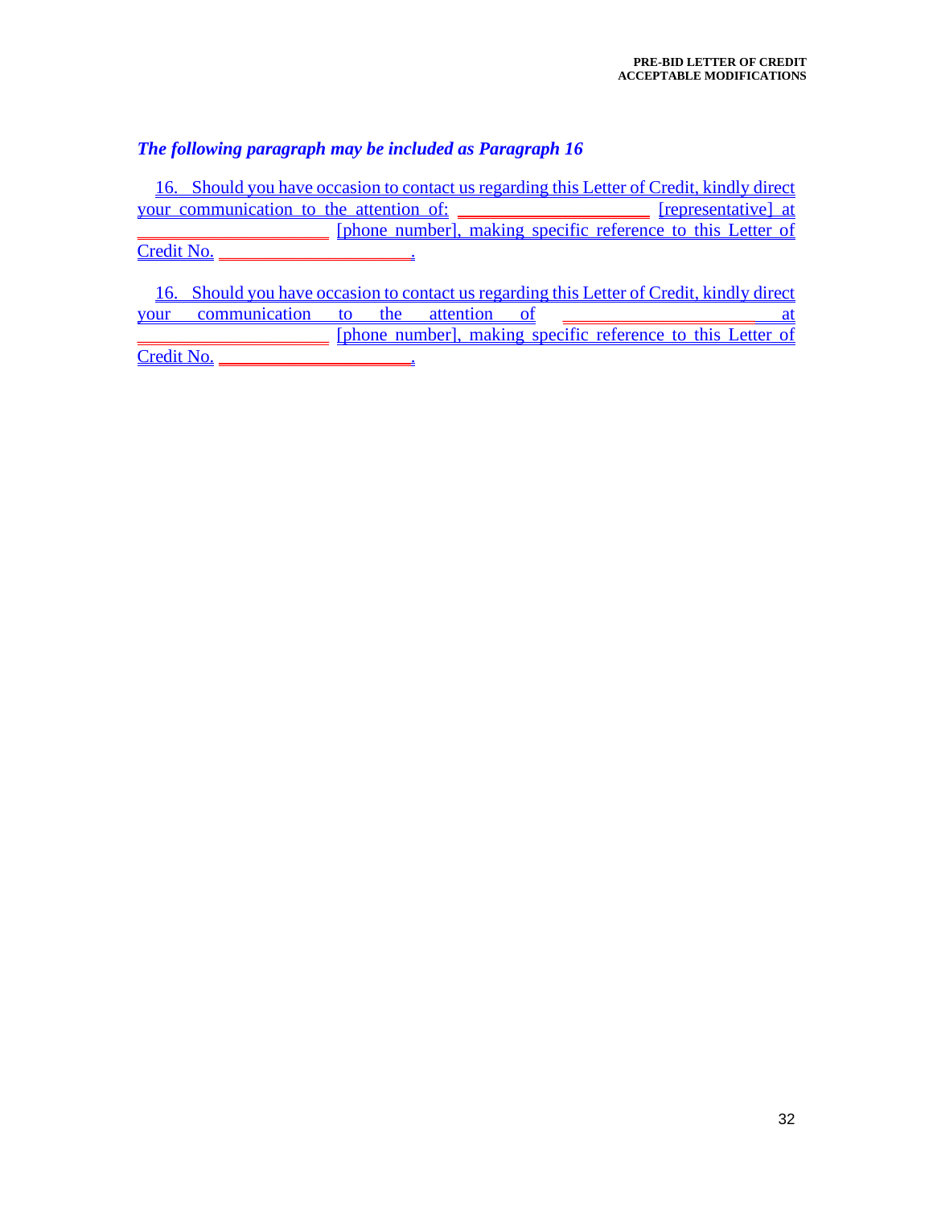***The following paragraph may be included as Paragraph 16***

16. Should you have occasion to contact us regarding this Letter of Credit, kindly direct your communication to the attention of: ______________________ [representative] at ______________________ [phone number], making specific reference to this Letter of Credit No. ______________________.

16. Should you have occasion to contact us regarding this Letter of Credit, kindly direct your communication to the attention of ______________________ at ______________________ [phone number], making specific reference to this Letter of Credit No. ______________________.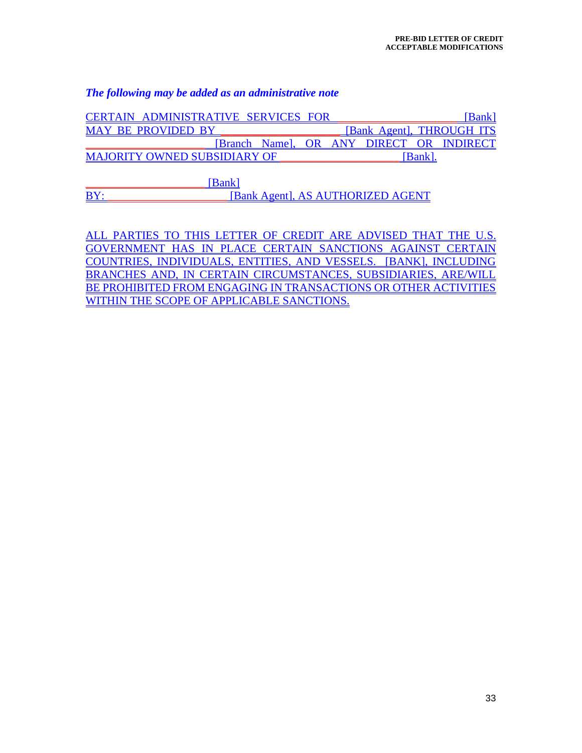***The following may be added as an administrative note***

CERTAIN ADMINISTRATIVE SERVICES FOR ____________________ [Bank] MAY BE PROVIDED BY ____________________ [Bank Agent], THROUGH ITS ____________________ [Branch Name], OR ANY DIRECT OR INDIRECT MAJORITY OWNED SUBSIDARY OF ____________________ [Bank].

____________________ [Bank]
BY: ____________________ [Bank Agent], AS AUTHORIZED AGENT

ALL PARTIES TO THIS LETTER OF CREDIT ARE ADVISED THAT THE U.S. GOVERNMENT HAS IN PLACE CERTAIN SANCTIONS AGAINST CERTAIN COUNTRIES, INDIVIDUALS, ENTITIES, AND VESSELS. [BANK], INCLUDING BRANCHES AND, IN CERTAIN CIRCUMSTANCES, SUBSIDIARIES, ARE/WILL BE PROHIBITED FROM ENGAGING IN TRANSACTIONS OR OTHER ACTIVITIES WITHIN THE SCOPE OF APPLICABLE SANCTIONS.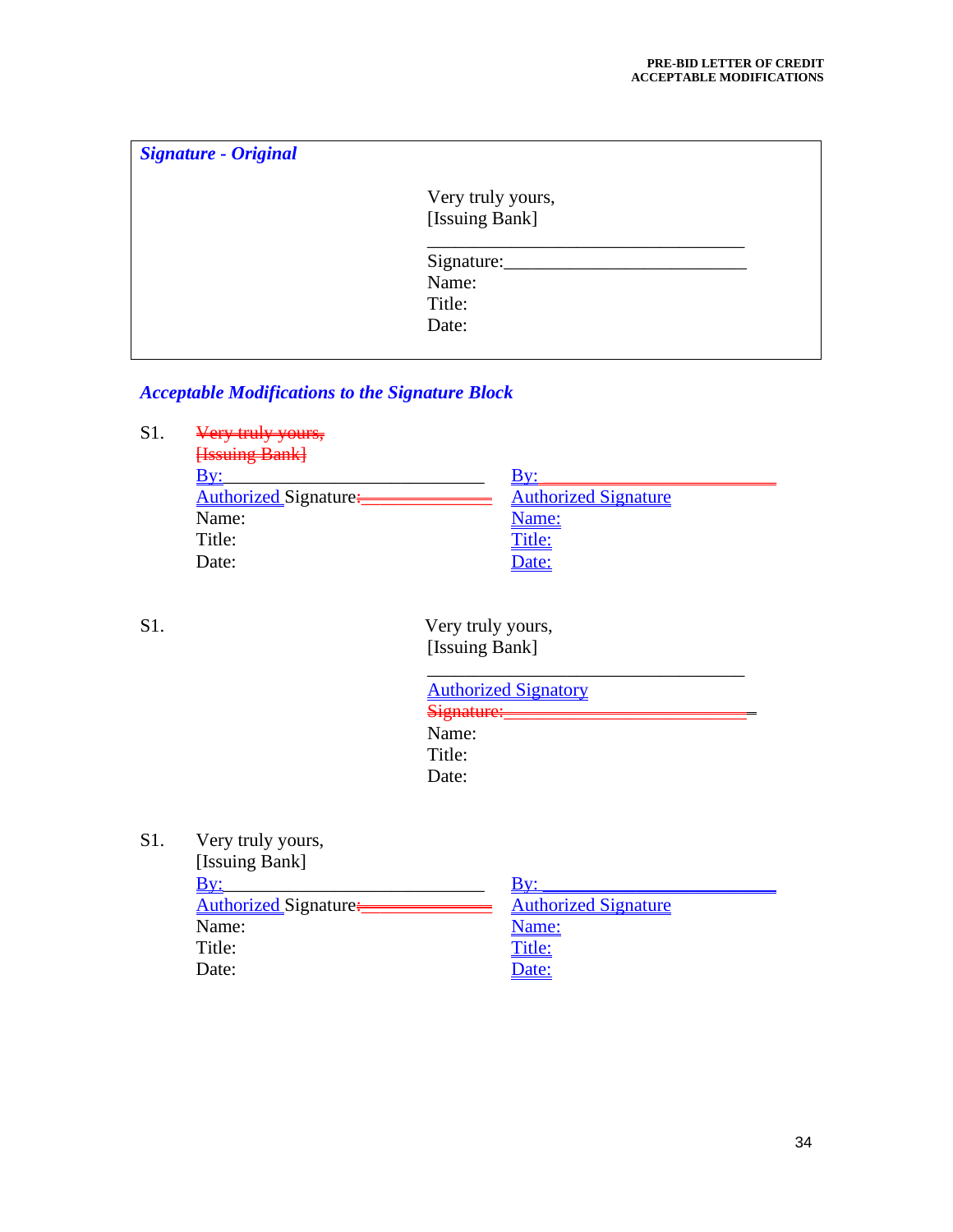***Signature - Original***

Very truly yours,
[Issuing Bank]

\_\_\_\_\_\_\_\_\_\_\_\_\_\_\_\_\_\_\_\_\_\_\_\_\_\_\_\_\_\_\_\_\_\_
Signature:\_\_\_\_\_\_\_\_\_\_\_\_\_\_\_\_\_\_\_\_\_\_\_\_\_\_
Name:
Title:
Date:

***Acceptable Modifications to the Signature Block***

S1. ~~Very truly yours,~~
~~[Issuing Bank]~~

| | |
|---|---|
| By:\_\_\_\_\_\_\_\_\_\_\_\_\_\_\_\_\_\_\_\_\_\_\_\_\_\_\_\_ | By:\_\_\_\_\_\_\_\_\_\_\_\_\_\_\_\_\_\_\_\_\_\_\_\_\_\_\_\_ |
| Authorized Signature~~:\_\_\_\_\_\_\_\_\_\_\_\_~~ | Authorized Signature |
| Name: | Name: |
| Title: | Title: |
| Date: | Date: |

S1.

Very truly yours,
[Issuing Bank]

\_\_\_\_\_\_\_\_\_\_\_\_\_\_\_\_\_\_\_\_\_\_\_\_\_\_\_\_\_\_\_\_\_\_
Authorized Signatory
~~Signature:\_\_\_\_\_\_\_\_\_\_\_\_\_\_\_\_\_\_\_\_\_\_\_\_\_\_~~
Name:
Title:
Date:

S1. Very truly yours,
[Issuing Bank]

| | |
|---|---|
| By:\_\_\_\_\_\_\_\_\_\_\_\_\_\_\_\_\_\_\_\_\_\_\_\_\_\_\_\_ | By: \_\_\_\_\_\_\_\_\_\_\_\_\_\_\_\_\_\_\_\_\_\_\_\_\_\_\_\_ |
| Authorized Signature~~:\_\_\_\_\_\_\_\_\_\_\_\_~~ | Authorized Signature |
| Name: | Name: |
| Title: | Title: |
| Date: | Date: |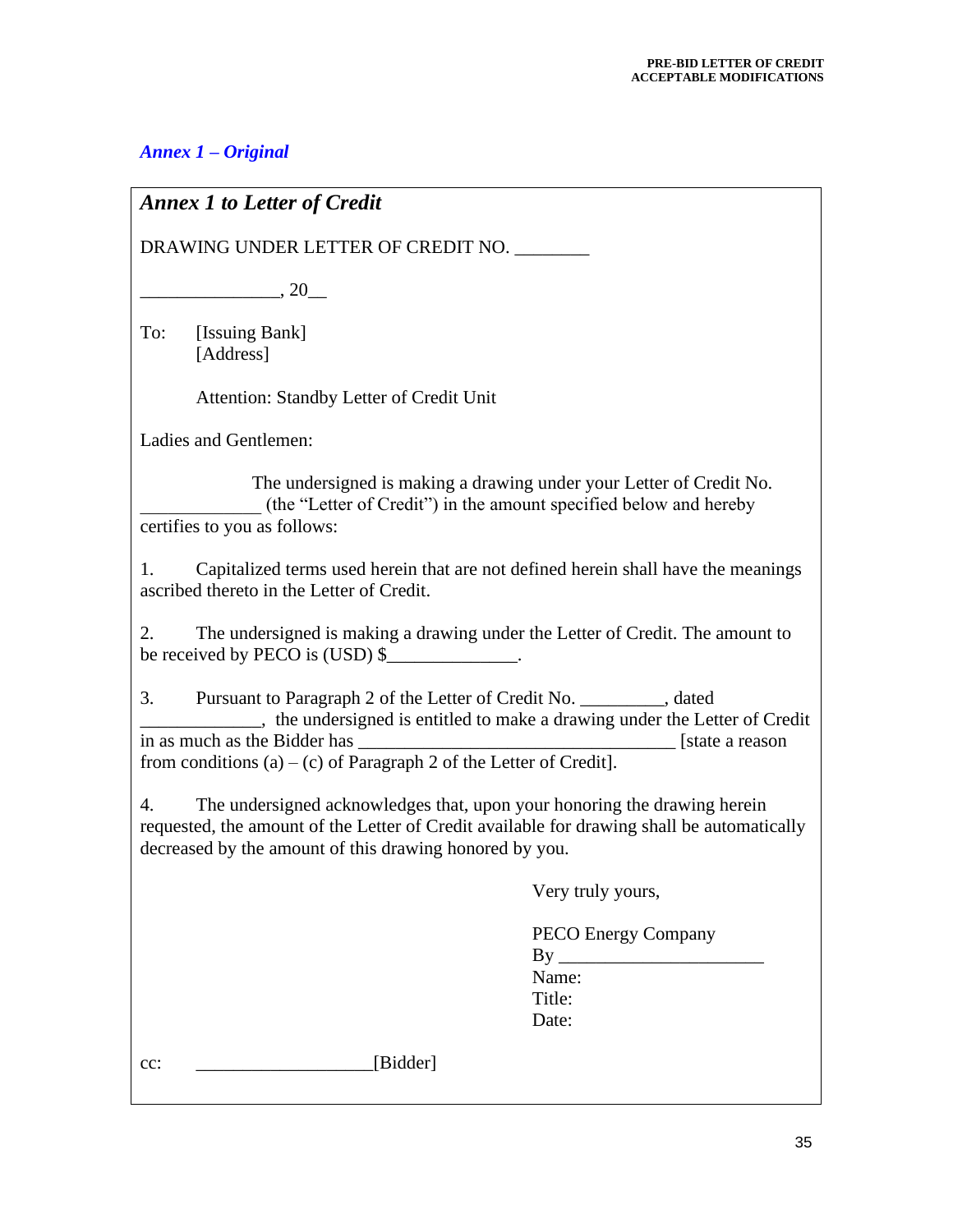*Annex 1 – Original*

***Annex 1 to Letter of Credit***

DRAWING UNDER LETTER OF CREDIT NO. ________

_______________, 20__

To: [Issuing Bank]
[Address]

Attention: Standby Letter of Credit Unit

Ladies and Gentlemen:

The undersigned is making a drawing under your Letter of Credit No. _____________ (the "Letter of Credit") in the amount specified below and hereby certifies to you as follows:

1. Capitalized terms used herein that are not defined herein shall have the meanings ascribed thereto in the Letter of Credit.

2. The undersigned is making a drawing under the Letter of Credit. The amount to be received by PECO is (USD) $______________.

3. Pursuant to Paragraph 2 of the Letter of Credit No. _________, dated _____________, the undersigned is entitled to make a drawing under the Letter of Credit in as much as the Bidder has __________________________________ [state a reason from conditions (a) – (c) of Paragraph 2 of the Letter of Credit].

4. The undersigned acknowledges that, upon your honoring the drawing herein requested, the amount of the Letter of Credit available for drawing shall be automatically decreased by the amount of this drawing honored by you.

Very truly yours,

PECO Energy Company
By ______________________
Name:
Title:
Date:

cc: ___________________[Bidder]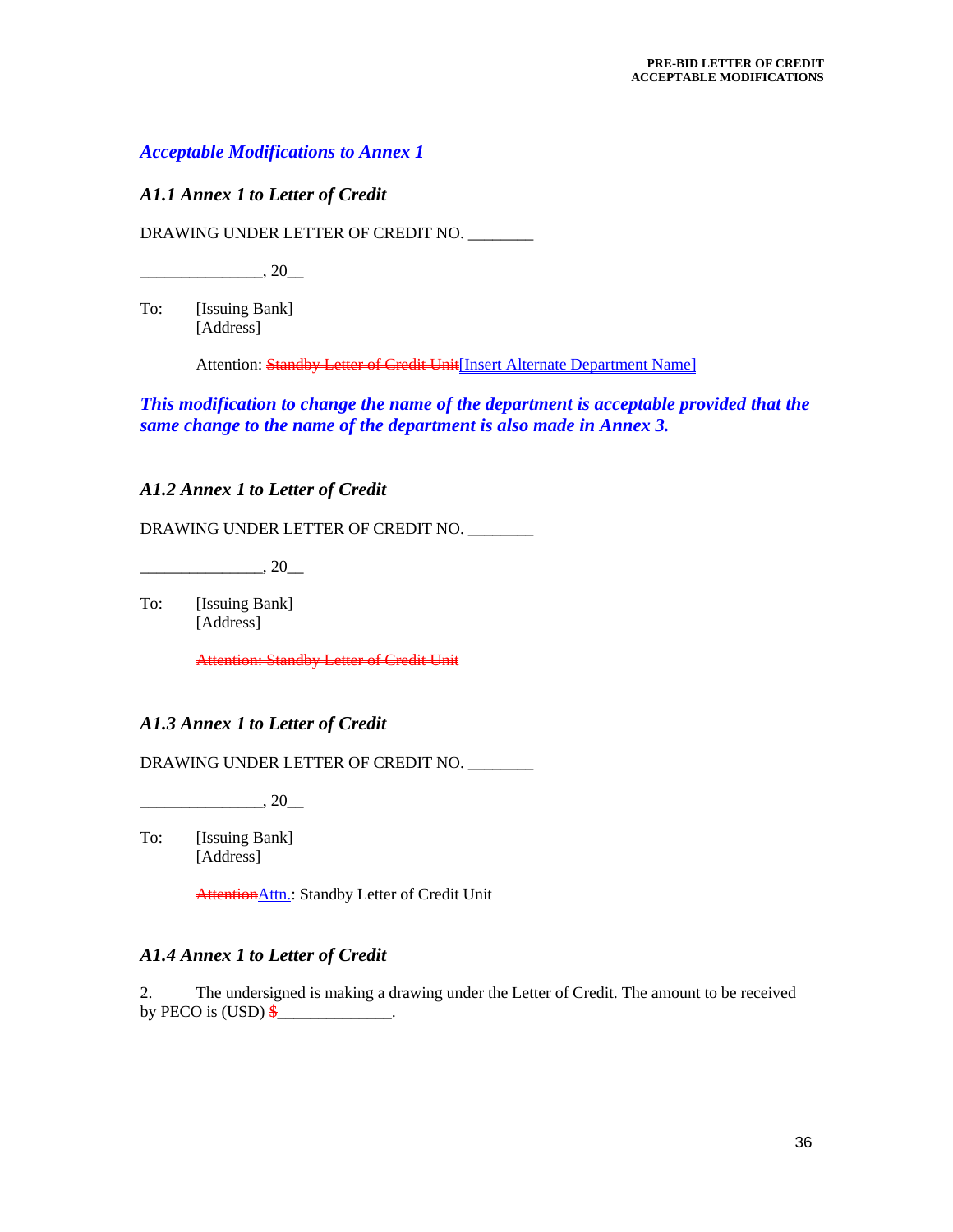***Acceptable Modifications to Annex 1***

***A1.1 Annex 1 to Letter of Credit***

DRAWING UNDER LETTER OF CREDIT NO. ________

_______________, 20__

To: [Issuing Bank]
[Address]

Attention: ~~Standby Letter of Credit Unit~~[Insert Alternate Department Name]

***This modification to change the name of the department is acceptable provided that the same change to the name of the department is also made in Annex 3.***

***A1.2 Annex 1 to Letter of Credit***

DRAWING UNDER LETTER OF CREDIT NO. ________

_______________, 20__

To: [Issuing Bank]
[Address]

~~Attention: Standby Letter of Credit Unit~~

***A1.3 Annex 1 to Letter of Credit***

DRAWING UNDER LETTER OF CREDIT NO. ________

_______________, 20__

To: [Issuing Bank]
[Address]

~~Attention~~Attn.: Standby Letter of Credit Unit

***A1.4 Annex 1 to Letter of Credit***

2. The undersigned is making a drawing under the Letter of Credit. The amount to be received by PECO is (USD) ~~$~~______________.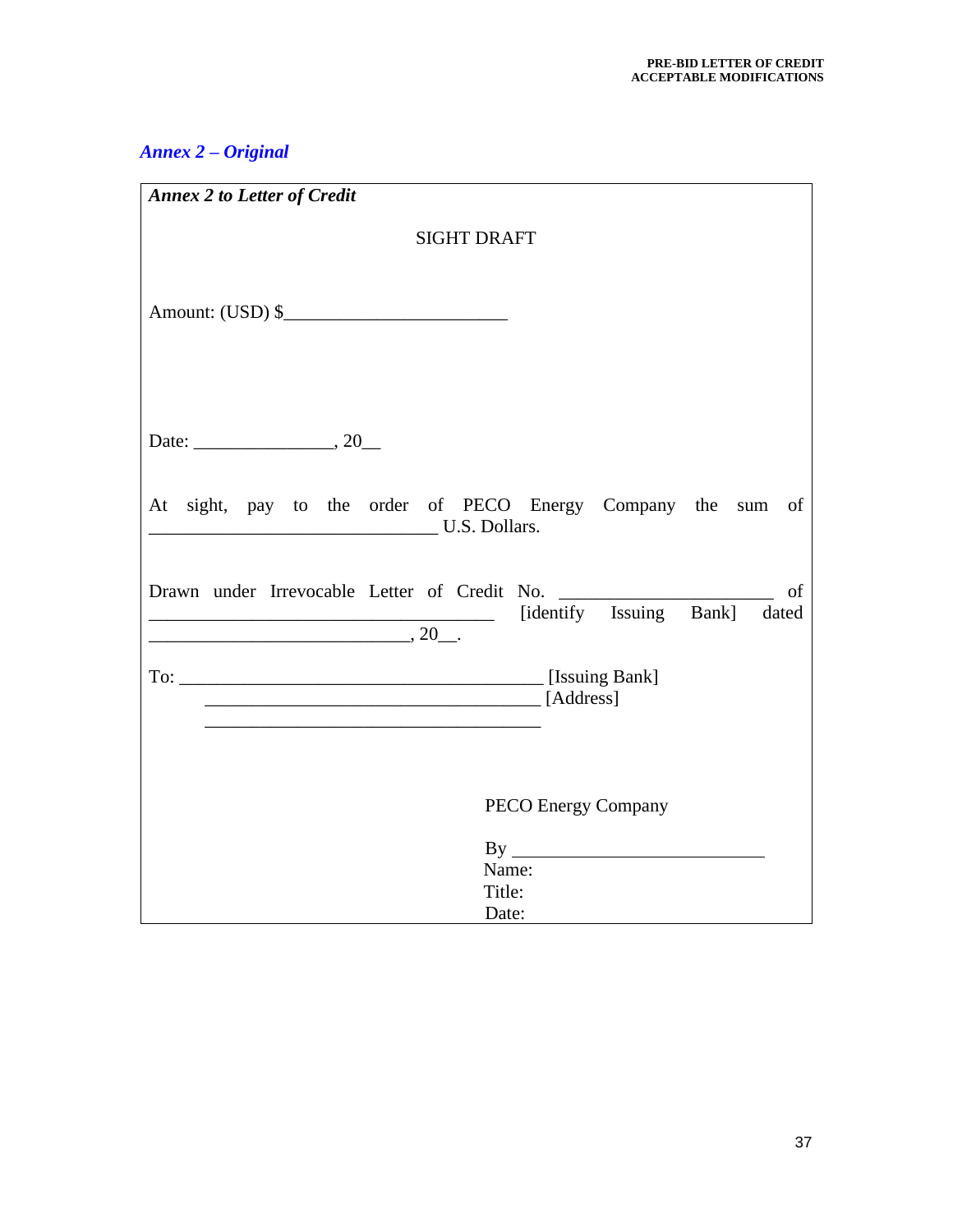***Annex 2 – Original***

***Annex 2 to Letter of Credit***

SIGHT DRAFT

Amount: (USD) $________________________

Date: _______________, 20__

At sight, pay to the order of PECO Energy Company the sum of _______________________________ U.S. Dollars.

Drawn under Irrevocable Letter of Credit No. ______________________ of _____________________________________ [identify Issuing Bank] dated ____________________________, 20__.

To: _______________________________________ [Issuing Bank]
____________________________________ [Address]
____________________________________

PECO Energy Company

By ___________________________
Name:
Title:
Date: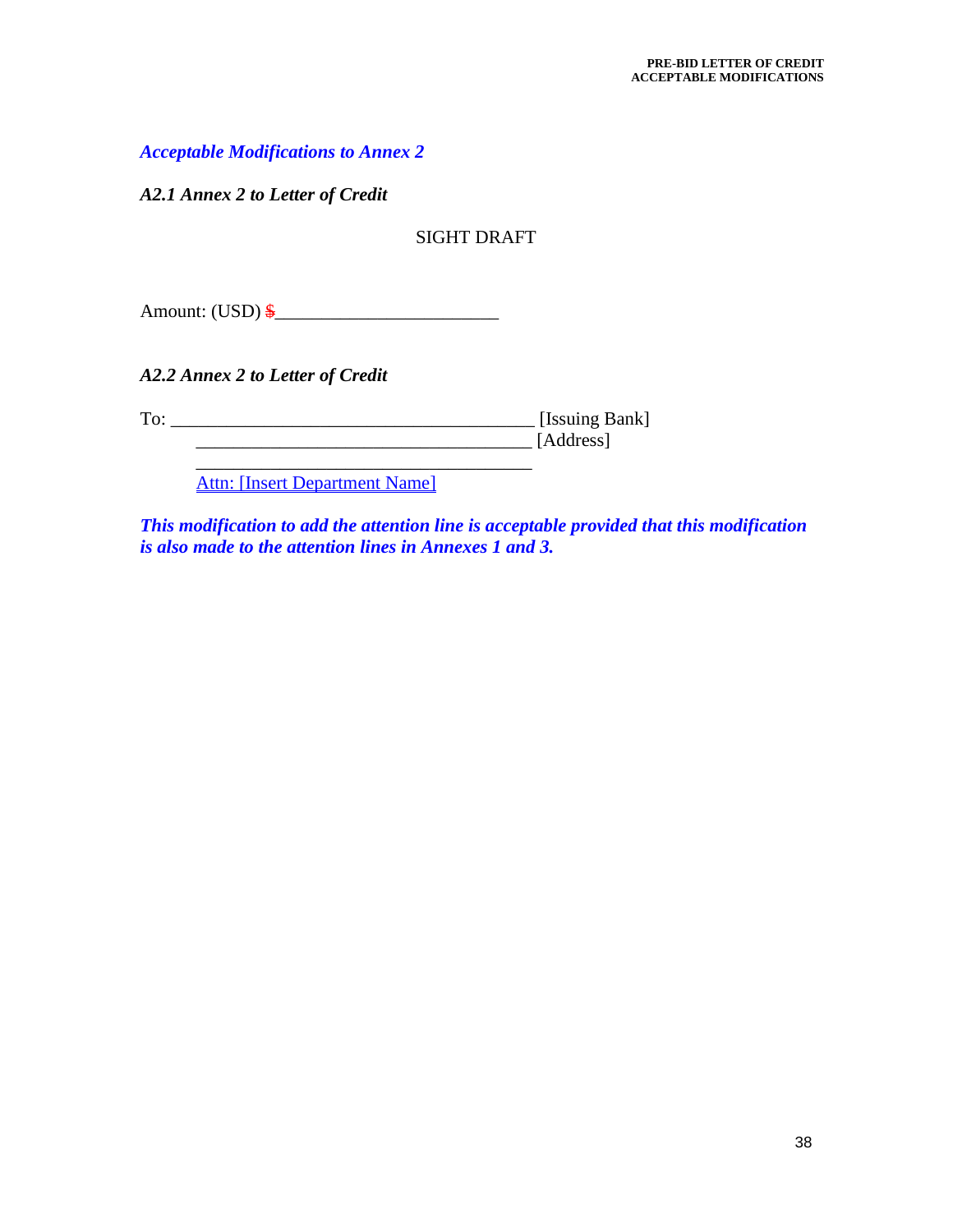***Acceptable Modifications to Annex 2***

***A2.1 Annex 2 to Letter of Credit***

SIGHT DRAFT

Amount: (USD) ~~$~~________________________

***A2.2 Annex 2 to Letter of Credit***

To: _______________________________________ [Issuing Bank]
____________________________________ [Address]
____________________________________
Attn: [Insert Department Name]

***This modification to add the attention line is acceptable provided that this modification is also made to the attention lines in Annexes 1 and 3.***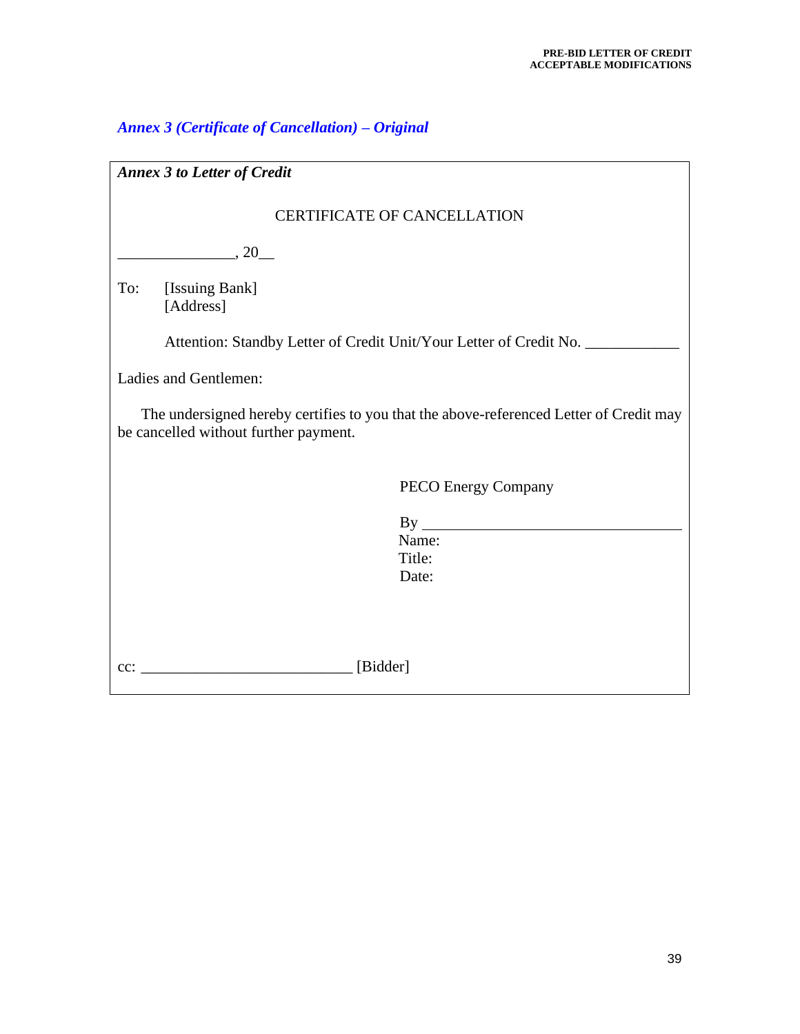*Annex 3 (Certificate of Cancellation) – Original*

*Annex 3 to Letter of Credit*

CERTIFICATE OF CANCELLATION

_______________, 20__

To: [Issuing Bank]
[Address]

Attention: Standby Letter of Credit Unit/Your Letter of Credit No. ____________

Ladies and Gentlemen:

The undersigned hereby certifies to you that the above-referenced Letter of Credit may be cancelled without further payment.

PECO Energy Company

By ___________________________________
Name:
Title:
Date:

cc: ___________________________ [Bidder]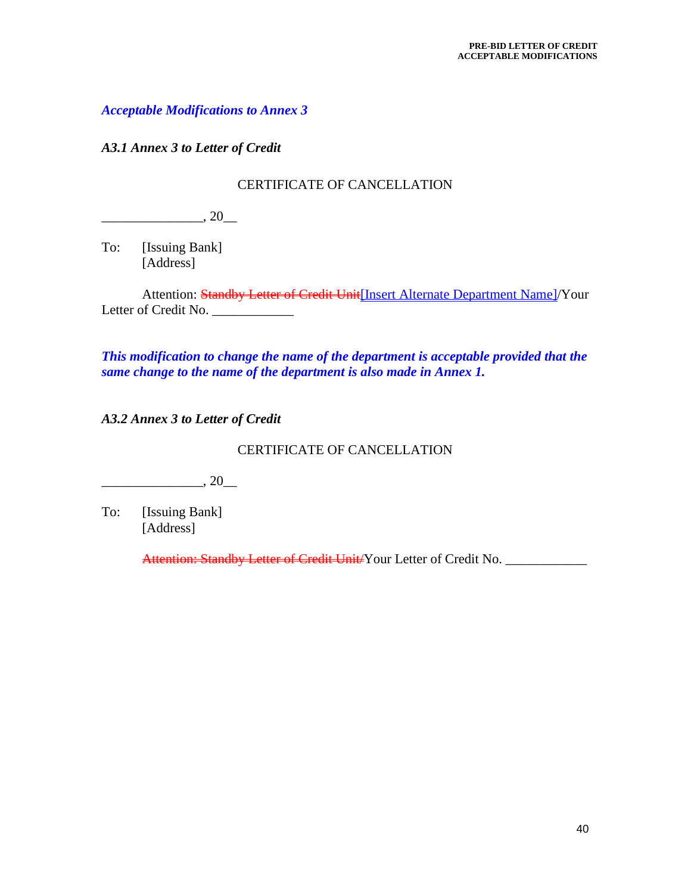***Acceptable Modifications to Annex 3***

***A3.1 Annex 3 to Letter of Credit***

CERTIFICATE OF CANCELLATION

_______________, 20__

To: [Issuing Bank]
[Address]

Attention: ~~Standby Letter of Credit Unit~~[Insert Alternate Department Name]/Your Letter of Credit No. ____________

***This modification to change the name of the department is acceptable provided that the same change to the name of the department is also made in Annex 1.***

***A3.2 Annex 3 to Letter of Credit***

CERTIFICATE OF CANCELLATION

_______________, 20__

To: [Issuing Bank]
[Address]

~~Attention: Standby Letter of Credit Unit/~~Your Letter of Credit No. ____________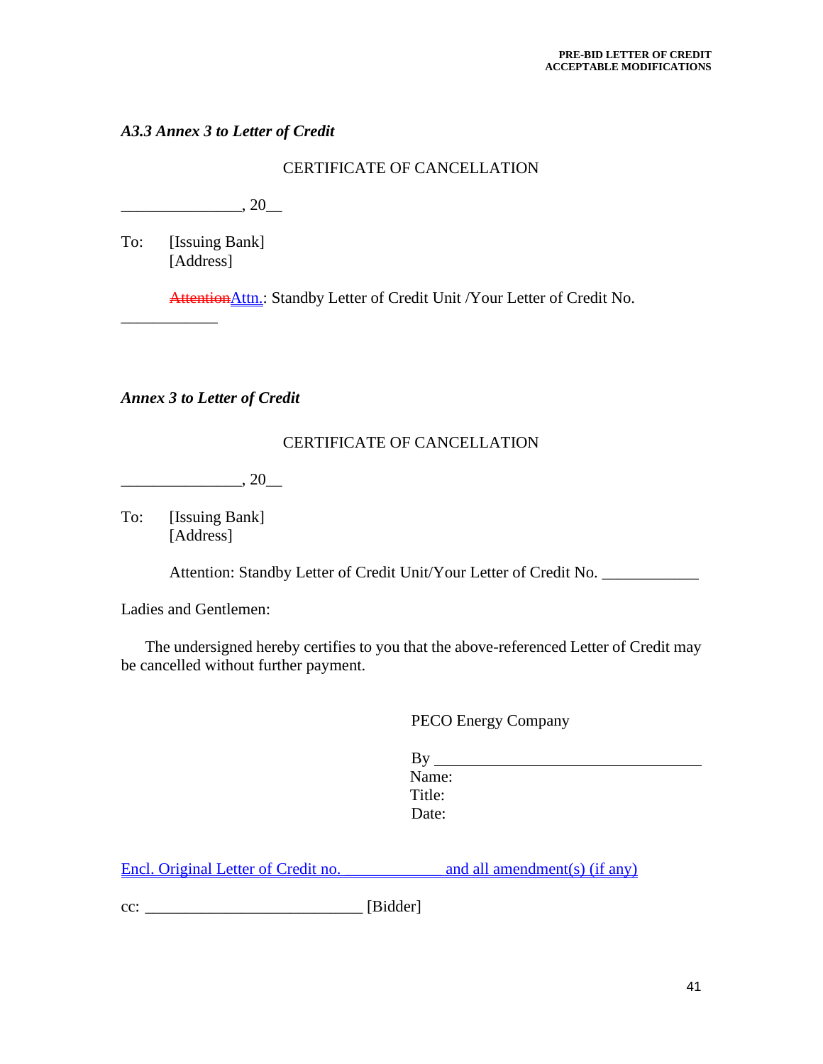### *A3.3 Annex 3 to Letter of Credit*

CERTIFICATE OF CANCELLATION

_______________, 20__

To: [Issuing Bank]
[Address]

~~Attention~~Attn.: Standby Letter of Credit Unit /Your Letter of Credit No.

____________

### *Annex 3 to Letter of Credit*

CERTIFICATE OF CANCELLATION

_______________, 20__

To: [Issuing Bank]
[Address]

Attention: Standby Letter of Credit Unit/Your Letter of Credit No. ____________

Ladies and Gentlemen:

The undersigned hereby certifies to you that the above-referenced Letter of Credit may be cancelled without further payment.

PECO Energy Company

By _________________________________
Name:
Title:
Date:

Encl. Original Letter of Credit no. ____________ and all amendment(s) (if any)

cc: ___________________________ [Bidder]